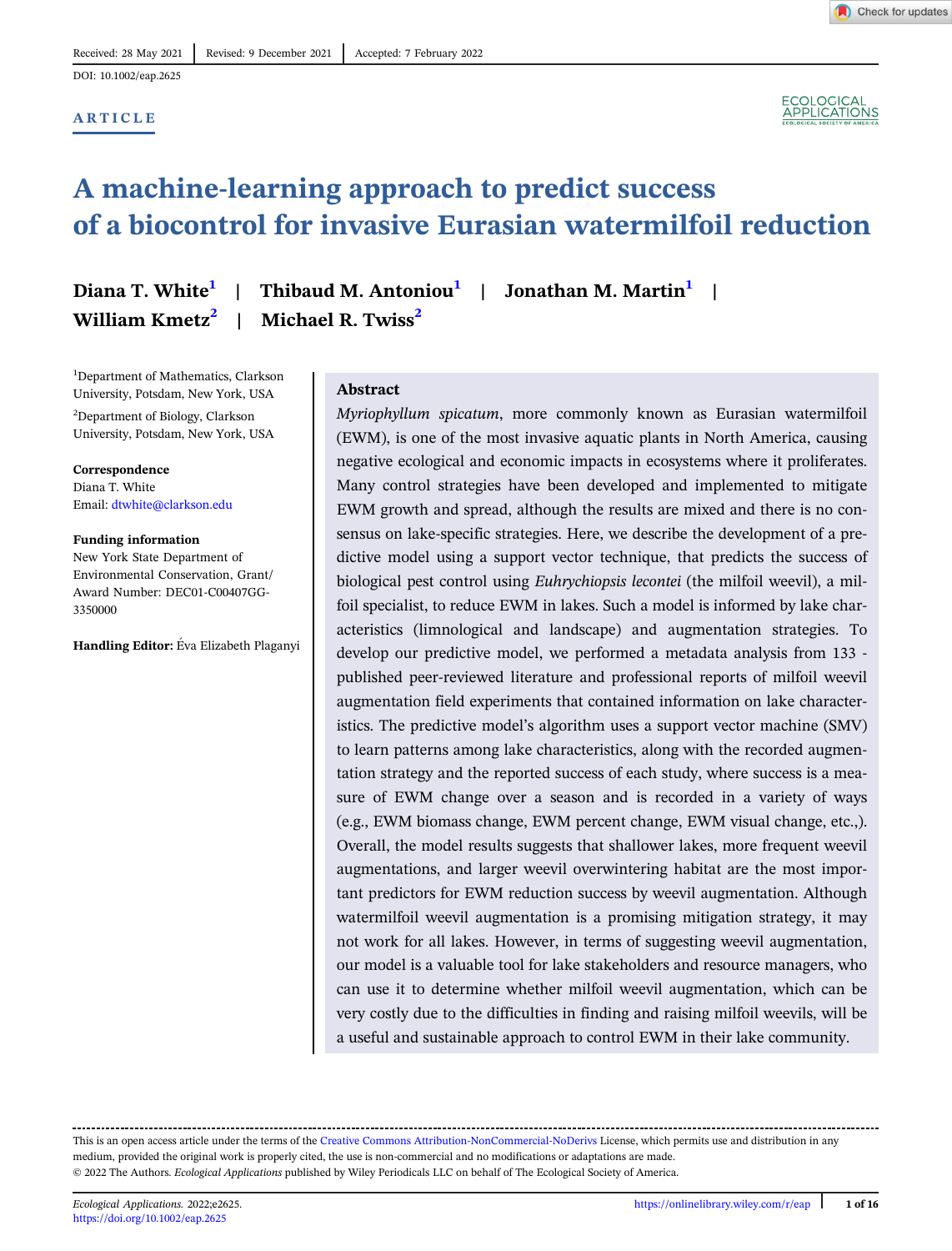Received: 28 May 2021 | Revised: 9 December 2021 | Accepted: 7 February 2022

DOI: 10.1002/eap.2625

ARTICLE

# A machine-learning approach to predict success of a biocontrol for invasive Eurasian watermilfoil reduction

**Diana T. White**[1] | **Thibaud M. Antoniou**[1] | **Jonathan M. Martin**[1] | **William Kmetz**[2] | **Michael R. Twiss**[2]

[1]Department of Mathematics, Clarkson University, Potsdam, New York, USA

[2]Department of Biology, Clarkson University, Potsdam, New York, USA

**Correspondence**
Diana T. White
Email: dtwhite@clarkson.edu

**Funding information**
New York State Department of Environmental Conservation, Grant/Award Number: DEC01-C00407GG-3350000

**Handling Editor:** Éva Elizabeth Plaganyi

## Abstract

*Myriophyllum spicatum*, more commonly known as Eurasian watermilfoil (EWM), is one of the most invasive aquatic plants in North America, causing negative ecological and economic impacts in ecosystems where it proliferates. Many control strategies have been developed and implemented to mitigate EWM growth and spread, although the results are mixed and there is no consensus on lake-specific strategies. Here, we describe the development of a predictive model using a support vector technique, that predicts the success of biological pest control using *Euhrychiopsis lecontei* (the milfoil weevil), a milfoil specialist, to reduce EWM in lakes. Such a model is informed by lake characteristics (limnological and landscape) and augmentation strategies. To develop our predictive model, we performed a metadata analysis from 133 - published peer-reviewed literature and professional reports of milfoil weevil augmentation field experiments that contained information on lake characteristics. The predictive model's algorithm uses a support vector machine (SMV) to learn patterns among lake characteristics, along with the recorded augmentation strategy and the reported success of each study, where success is a measure of EWM change over a season and is recorded in a variety of ways (e.g., EWM biomass change, EWM percent change, EWM visual change, etc.,). Overall, the model results suggests that shallower lakes, more frequent weevil augmentations, and larger weevil overwintering habitat are the most important predictors for EWM reduction success by weevil augmentation. Although watermilfoil weevil augmentation is a promising mitigation strategy, it may not work for all lakes. However, in terms of suggesting weevil augmentation, our model is a valuable tool for lake stakeholders and resource managers, who can use it to determine whether milfoil weevil augmentation, which can be very costly due to the difficulties in finding and raising milfoil weevils, will be a useful and sustainable approach to control EWM in their lake community.

---

This is an open access article under the terms of the Creative Commons Attribution-NonCommercial-NoDerivs License, which permits use and distribution in any medium, provided the original work is properly cited, the use is non-commercial and no modifications or adaptations are made.
© 2022 The Authors. *Ecological Applications* published by Wiley Periodicals LLC on behalf of The Ecological Society of America.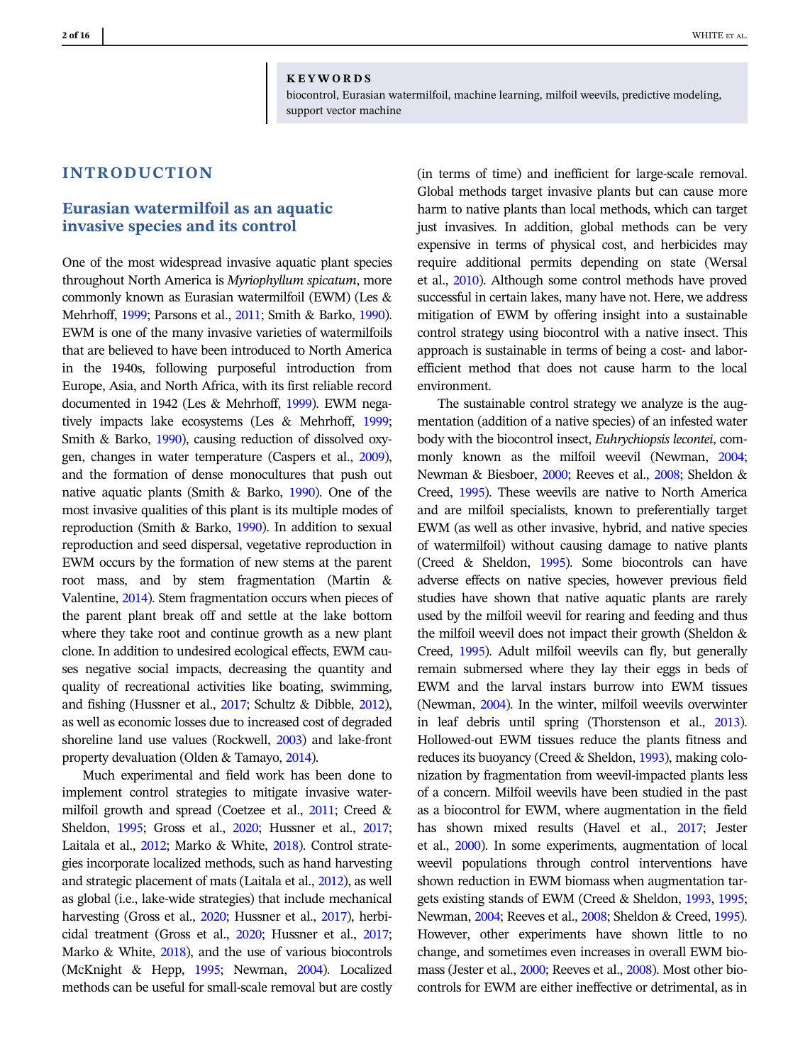**KEYWORDS**

biocontrol, Eurasian watermilfoil, machine learning, milfoil weevils, predictive modeling, support vector machine

# INTRODUCTION

## Eurasian watermilfoil as an aquatic invasive species and its control

One of the most widespread invasive aquatic plant species throughout North America is *Myriophyllum spicatum*, more commonly known as Eurasian watermilfoil (EWM) (Les & Mehrhoff, 1999; Parsons et al., 2011; Smith & Barko, 1990). EWM is one of the many invasive varieties of watermilfoils that are believed to have been introduced to North America in the 1940s, following purposeful introduction from Europe, Asia, and North Africa, with its first reliable record documented in 1942 (Les & Mehrhoff, 1999). EWM negatively impacts lake ecosystems (Les & Mehrhoff, 1999; Smith & Barko, 1990), causing reduction of dissolved oxygen, changes in water temperature (Caspers et al., 2009), and the formation of dense monocultures that push out native aquatic plants (Smith & Barko, 1990). One of the most invasive qualities of this plant is its multiple modes of reproduction (Smith & Barko, 1990). In addition to sexual reproduction and seed dispersal, vegetative reproduction in EWM occurs by the formation of new stems at the parent root mass, and by stem fragmentation (Martin & Valentine, 2014). Stem fragmentation occurs when pieces of the parent plant break off and settle at the lake bottom where they take root and continue growth as a new plant clone. In addition to undesired ecological effects, EWM causes negative social impacts, decreasing the quantity and quality of recreational activities like boating, swimming, and fishing (Hussner et al., 2017; Schultz & Dibble, 2012), as well as economic losses due to increased cost of degraded shoreline land use values (Rockwell, 2003) and lake-front property devaluation (Olden & Tamayo, 2014).

Much experimental and field work has been done to implement control strategies to mitigate invasive watermilfoil growth and spread (Coetzee et al., 2011; Creed & Sheldon, 1995; Gross et al., 2020; Hussner et al., 2017; Laitala et al., 2012; Marko & White, 2018). Control strategies incorporate localized methods, such as hand harvesting and strategic placement of mats (Laitala et al., 2012), as well as global (i.e., lake-wide strategies) that include mechanical harvesting (Gross et al., 2020; Hussner et al., 2017), herbicidal treatment (Gross et al., 2020; Hussner et al., 2017; Marko & White, 2018), and the use of various biocontrols (McKnight & Hepp, 1995; Newman, 2004). Localized methods can be useful for small-scale removal but are costly (in terms of time) and inefficient for large-scale removal. Global methods target invasive plants but can cause more harm to native plants than local methods, which can target just invasives. In addition, global methods can be very expensive in terms of physical cost, and herbicides may require additional permits depending on state (Wersal et al., 2010). Although some control methods have proved successful in certain lakes, many have not. Here, we address mitigation of EWM by offering insight into a sustainable control strategy using biocontrol with a native insect. This approach is sustainable in terms of being a cost- and labor-efficient method that does not cause harm to the local environment.

The sustainable control strategy we analyze is the augmentation (addition of a native species) of an infested water body with the biocontrol insect, *Euhrychiopsis lecontei*, commonly known as the milfoil weevil (Newman, 2004; Newman & Biesboer, 2000; Reeves et al., 2008; Sheldon & Creed, 1995). These weevils are native to North America and are milfoil specialists, known to preferentially target EWM (as well as other invasive, hybrid, and native species of watermilfoil) without causing damage to native plants (Creed & Sheldon, 1995). Some biocontrols can have adverse effects on native species, however previous field studies have shown that native aquatic plants are rarely used by the milfoil weevil for rearing and feeding and thus the milfoil weevil does not impact their growth (Sheldon & Creed, 1995). Adult milfoil weevils can fly, but generally remain submersed where they lay their eggs in beds of EWM and the larval instars burrow into EWM tissues (Newman, 2004). In the winter, milfoil weevils overwinter in leaf debris until spring (Thorstenson et al., 2013). Hollowed-out EWM tissues reduce the plants fitness and reduces its buoyancy (Creed & Sheldon, 1993), making colonization by fragmentation from weevil-impacted plants less of a concern. Milfoil weevils have been studied in the past as a biocontrol for EWM, where augmentation in the field has shown mixed results (Havel et al., 2017; Jester et al., 2000). In some experiments, augmentation of local weevil populations through control interventions have shown reduction in EWM biomass when augmentation targets existing stands of EWM (Creed & Sheldon, 1993, 1995; Newman, 2004; Reeves et al., 2008; Sheldon & Creed, 1995). However, other experiments have shown little to no change, and sometimes even increases in overall EWM biomass (Jester et al., 2000; Reeves et al., 2008). Most other biocontrols for EWM are either ineffective or detrimental, as in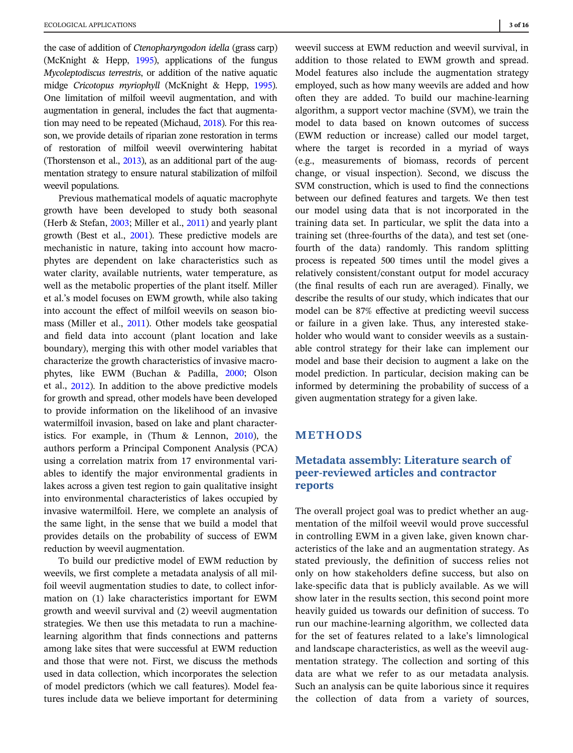the case of addition of *Ctenopharyngodon idella* (grass carp) (McKnight & Hepp, 1995), applications of the fungus *Mycoleptodiscus terrestris*, or addition of the native aquatic midge *Cricotopus myriophyll* (McKnight & Hepp, 1995). One limitation of milfoil weevil augmentation, and with augmentation in general, includes the fact that augmentation may need to be repeated (Michaud, 2018). For this reason, we provide details of riparian zone restoration in terms of restoration of milfoil weevil overwintering habitat (Thorstenson et al., 2013), as an additional part of the augmentation strategy to ensure natural stabilization of milfoil weevil populations.

Previous mathematical models of aquatic macrophyte growth have been developed to study both seasonal (Herb & Stefan, 2003; Miller et al., 2011) and yearly plant growth (Best et al., 2001). These predictive models are mechanistic in nature, taking into account how macrophytes are dependent on lake characteristics such as water clarity, available nutrients, water temperature, as well as the metabolic properties of the plant itself. Miller et al.'s model focuses on EWM growth, while also taking into account the effect of milfoil weevils on season biomass (Miller et al., 2011). Other models take geospatial and field data into account (plant location and lake boundary), merging this with other model variables that characterize the growth characteristics of invasive macrophytes, like EWM (Buchan & Padilla, 2000; Olson et al., 2012). In addition to the above predictive models for growth and spread, other models have been developed to provide information on the likelihood of an invasive watermilfoil invasion, based on lake and plant characteristics. For example, in (Thum & Lennon, 2010), the authors perform a Principal Component Analysis (PCA) using a correlation matrix from 17 environmental variables to identify the major environmental gradients in lakes across a given test region to gain qualitative insight into environmental characteristics of lakes occupied by invasive watermilfoil. Here, we complete an analysis of the same light, in the sense that we build a model that provides details on the probability of success of EWM reduction by weevil augmentation.

To build our predictive model of EWM reduction by weevils, we first complete a metadata analysis of all milfoil weevil augmentation studies to date, to collect information on (1) lake characteristics important for EWM growth and weevil survival and (2) weevil augmentation strategies. We then use this metadata to run a machine-learning algorithm that finds connections and patterns among lake sites that were successful at EWM reduction and those that were not. First, we discuss the methods used in data collection, which incorporates the selection of model predictors (which we call features). Model features include data we believe important for determining weevil success at EWM reduction and weevil survival, in addition to those related to EWM growth and spread. Model features also include the augmentation strategy employed, such as how many weevils are added and how often they are added. To build our machine-learning algorithm, a support vector machine (SVM), we train the model to data based on known outcomes of success (EWM reduction or increase) called our model target, where the target is recorded in a myriad of ways (e.g., measurements of biomass, records of percent change, or visual inspection). Second, we discuss the SVM construction, which is used to find the connections between our defined features and targets. We then test our model using data that is not incorporated in the training data set. In particular, we split the data into a training set (three-fourths of the data), and test set (one-fourth of the data) randomly. This random splitting process is repeated 500 times until the model gives a relatively consistent/constant output for model accuracy (the final results of each run are averaged). Finally, we describe the results of our study, which indicates that our model can be 87% effective at predicting weevil success or failure in a given lake. Thus, any interested stakeholder who would want to consider weevils as a sustainable control strategy for their lake can implement our model and base their decision to augment a lake on the model prediction. In particular, decision making can be informed by determining the probability of success of a given augmentation strategy for a given lake.

# METHODS

## Metadata assembly: Literature search of peer-reviewed articles and contractor reports

The overall project goal was to predict whether an augmentation of the milfoil weevil would prove successful in controlling EWM in a given lake, given known characteristics of the lake and an augmentation strategy. As stated previously, the definition of success relies not only on how stakeholders define success, but also on lake-specific data that is publicly available. As we will show later in the results section, this second point more heavily guided us towards our definition of success. To run our machine-learning algorithm, we collected data for the set of features related to a lake's limnological and landscape characteristics, as well as the weevil augmentation strategy. The collection and sorting of this data are what we refer to as our metadata analysis. Such an analysis can be quite laborious since it requires the collection of data from a variety of sources,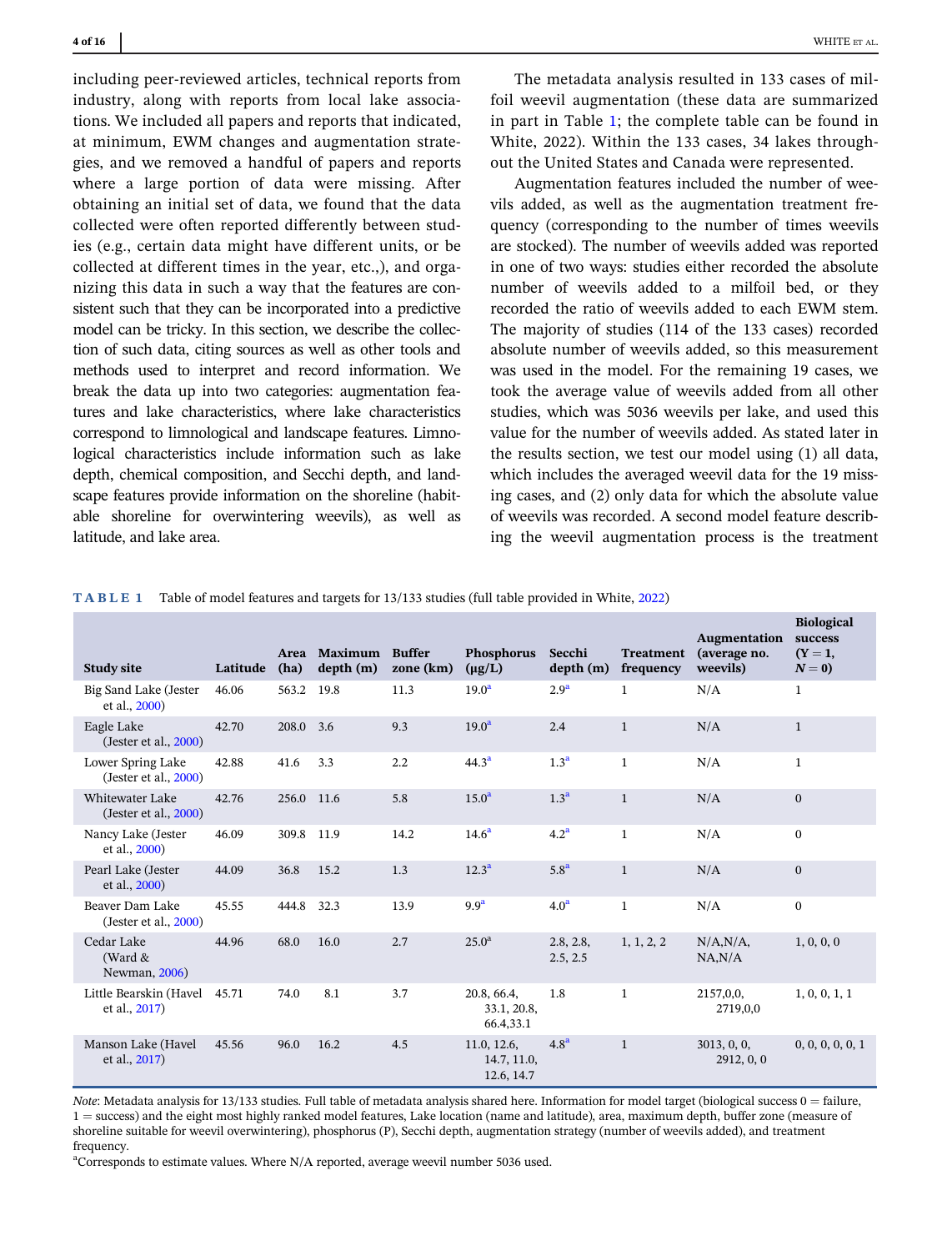including peer-reviewed articles, technical reports from industry, along with reports from local lake associations. We included all papers and reports that indicated, at minimum, EWM changes and augmentation strategies, and we removed a handful of papers and reports where a large portion of data were missing. After obtaining an initial set of data, we found that the data collected were often reported differently between studies (e.g., certain data might have different units, or be collected at different times in the year, etc.,), and organizing this data in such a way that the features are consistent such that they can be incorporated into a predictive model can be tricky. In this section, we describe the collection of such data, citing sources as well as other tools and methods used to interpret and record information. We break the data up into two categories: augmentation features and lake characteristics, where lake characteristics correspond to limnological and landscape features. Limnological characteristics include information such as lake depth, chemical composition, and Secchi depth, and landscape features provide information on the shoreline (habitable shoreline for overwintering weevils), as well as latitude, and lake area.

The metadata analysis resulted in 133 cases of milfoil weevil augmentation (these data are summarized in part in Table 1; the complete table can be found in White, 2022). Within the 133 cases, 34 lakes throughout the United States and Canada were represented.

Augmentation features included the number of weevils added, as well as the augmentation treatment frequency (corresponding to the number of times weevils are stocked). The number of weevils added was reported in one of two ways: studies either recorded the absolute number of weevils added to a milfoil bed, or they recorded the ratio of weevils added to each EWM stem. The majority of studies (114 of the 133 cases) recorded absolute number of weevils added, so this measurement was used in the model. For the remaining 19 cases, we took the average value of weevils added from all other studies, which was 5036 weevils per lake, and used this value for the number of weevils added. As stated later in the results section, we test our model using (1) all data, which includes the averaged weevil data for the 19 missing cases, and (2) only data for which the absolute value of weevils was recorded. A second model feature describing the weevil augmentation process is the treatment

**TABLE 1** Table of model features and targets for 13/133 studies (full table provided in White, 2022)

| Study site | Latitude | Area (ha) | Maximum depth (m) | Buffer zone (km) | Phosphorus (μg/L) | Secchi depth (m) | Treatment frequency | Augmentation (average no. weevils) | Biological success (Y = 1, N = 0) |
|---|---|---|---|---|---|---|---|---|---|
| Big Sand Lake (Jester et al., 2000) | 46.06 | 563.2 | 19.8 | 11.3 | 19.0[a] | 2.9[a] | 1 | N/A | 1 |
| Eagle Lake (Jester et al., 2000) | 42.70 | 208.0 | 3.6 | 9.3 | 19.0[a] | 2.4 | 1 | N/A | 1 |
| Lower Spring Lake (Jester et al., 2000) | 42.88 | 41.6 | 3.3 | 2.2 | 44.3[a] | 1.3[a] | 1 | N/A | 1 |
| Whitewater Lake (Jester et al., 2000) | 42.76 | 256.0 | 11.6 | 5.8 | 15.0[a] | 1.3[a] | 1 | N/A | 0 |
| Nancy Lake (Jester et al., 2000) | 46.09 | 309.8 | 11.9 | 14.2 | 14.6[a] | 4.2[a] | 1 | N/A | 0 |
| Pearl Lake (Jester et al., 2000) | 44.09 | 36.8 | 15.2 | 1.3 | 12.3[a] | 5.8[a] | 1 | N/A | 0 |
| Beaver Dam Lake (Jester et al., 2000) | 45.55 | 444.8 | 32.3 | 13.9 | 9.9[a] | 4.0[a] | 1 | N/A | 0 |
| Cedar Lake (Ward & Newman, 2006) | 44.96 | 68.0 | 16.0 | 2.7 | 25.0[a] | 2.8, 2.8, 2.5, 2.5 | 1, 1, 2, 2 | N/A,N/A, NA,N/A | 1, 0, 0, 0 |
| Little Bearskin (Havel et al., 2017) | 45.71 | 74.0 | 8.1 | 3.7 | 20.8, 66.4, 33.1, 20.8, 66.4,33.1 | 1.8 | 1 | 2157,0,0, 2719,0,0 | 1, 0, 0, 1, 1 |
| Manson Lake (Havel et al., 2017) | 45.56 | 96.0 | 16.2 | 4.5 | 11.0, 12.6, 14.7, 11.0, 12.6, 14.7 | 4.8[a] | 1 | 3013, 0, 0, 2912, 0, 0 | 0, 0, 0, 0, 0, 1 |

*Note*: Metadata analysis for 13/133 studies. Full table of metadata analysis shared here. Information for model target (biological success 0 = failure, 1 = success) and the eight most highly ranked model features, Lake location (name and latitude), area, maximum depth, buffer zone (measure of shoreline suitable for weevil overwintering), phosphorus (P), Secchi depth, augmentation strategy (number of weevils added), and treatment frequency.

[a]Corresponds to estimate values. Where N/A reported, average weevil number 5036 used.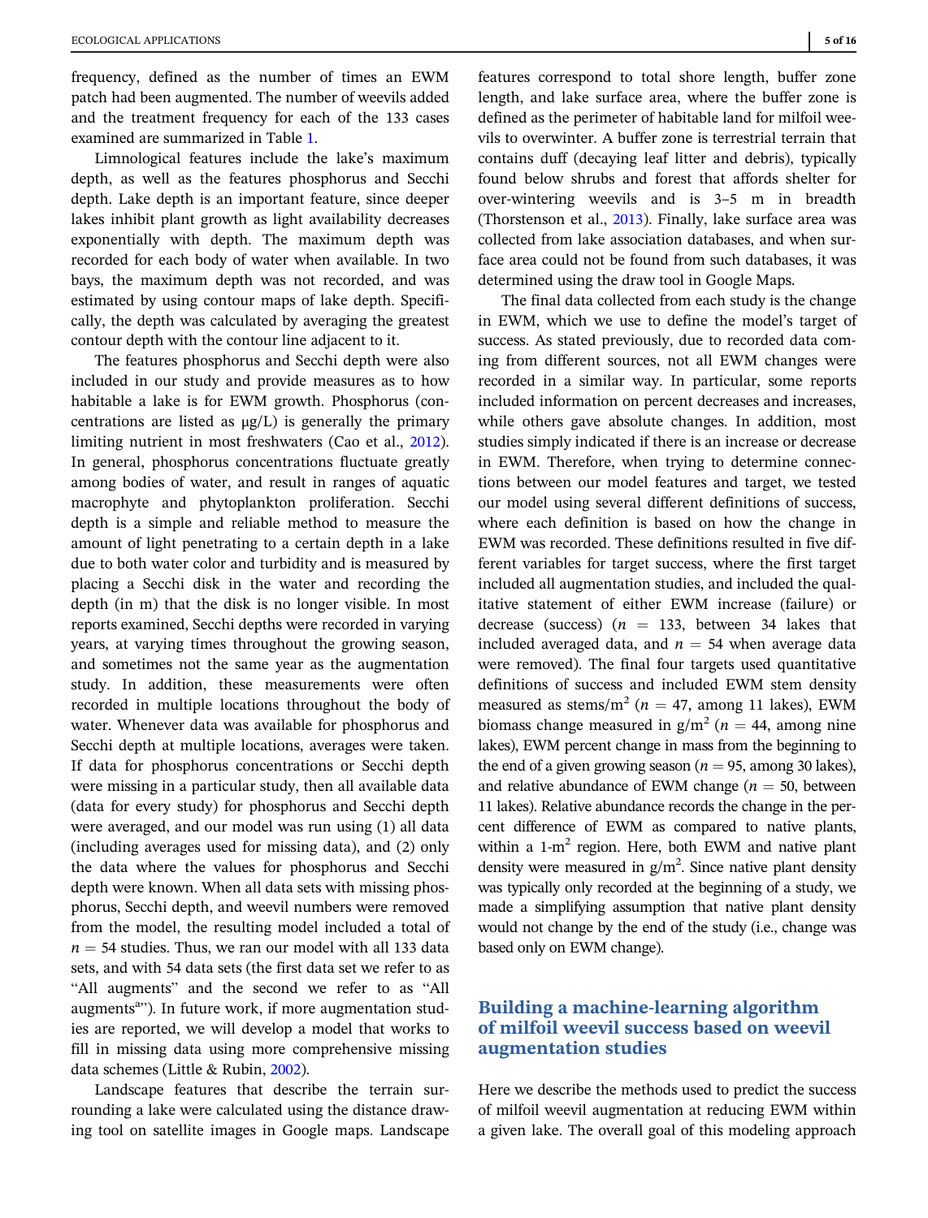frequency, defined as the number of times an EWM patch had been augmented. The number of weevils added and the treatment frequency for each of the 133 cases examined are summarized in Table 1.

Limnological features include the lake's maximum depth, as well as the features phosphorus and Secchi depth. Lake depth is an important feature, since deeper lakes inhibit plant growth as light availability decreases exponentially with depth. The maximum depth was recorded for each body of water when available. In two bays, the maximum depth was not recorded, and was estimated by using contour maps of lake depth. Specifically, the depth was calculated by averaging the greatest contour depth with the contour line adjacent to it.

The features phosphorus and Secchi depth were also included in our study and provide measures as to how habitable a lake is for EWM growth. Phosphorus (concentrations are listed as μg/L) is generally the primary limiting nutrient in most freshwaters (Cao et al., 2012). In general, phosphorus concentrations fluctuate greatly among bodies of water, and result in ranges of aquatic macrophyte and phytoplankton proliferation. Secchi depth is a simple and reliable method to measure the amount of light penetrating to a certain depth in a lake due to both water color and turbidity and is measured by placing a Secchi disk in the water and recording the depth (in m) that the disk is no longer visible. In most reports examined, Secchi depths were recorded in varying years, at varying times throughout the growing season, and sometimes not the same year as the augmentation study. In addition, these measurements were often recorded in multiple locations throughout the body of water. Whenever data was available for phosphorus and Secchi depth at multiple locations, averages were taken. If data for phosphorus concentrations or Secchi depth were missing in a particular study, then all available data (data for every study) for phosphorus and Secchi depth were averaged, and our model was run using (1) all data (including averages used for missing data), and (2) only the data where the values for phosphorus and Secchi depth were known. When all data sets with missing phosphorus, Secchi depth, and weevil numbers were removed from the model, the resulting model included a total of $n = 54$ studies. Thus, we ran our model with all 133 data sets, and with 54 data sets (the first data set we refer to as "All augments" and the second we refer to as "All augments[a]"). In future work, if more augmentation studies are reported, we will develop a model that works to fill in missing data using more comprehensive missing data schemes (Little & Rubin, 2002).

Landscape features that describe the terrain surrounding a lake were calculated using the distance drawing tool on satellite images in Google maps. Landscape features correspond to total shore length, buffer zone length, and lake surface area, where the buffer zone is defined as the perimeter of habitable land for milfoil weevils to overwinter. A buffer zone is terrestrial terrain that contains duff (decaying leaf litter and debris), typically found below shrubs and forest that affords shelter for over-wintering weevils and is 3–5 m in breadth (Thorstenson et al., 2013). Finally, lake surface area was collected from lake association databases, and when surface area could not be found from such databases, it was determined using the draw tool in Google Maps.

The final data collected from each study is the change in EWM, which we use to define the model's target of success. As stated previously, due to recorded data coming from different sources, not all EWM changes were recorded in a similar way. In particular, some reports included information on percent decreases and increases, while others gave absolute changes. In addition, most studies simply indicated if there is an increase or decrease in EWM. Therefore, when trying to determine connections between our model features and target, we tested our model using several different definitions of success, where each definition is based on how the change in EWM was recorded. These definitions resulted in five different variables for target success, where the first target included all augmentation studies, and included the qualitative statement of either EWM increase (failure) or decrease (success) ($n = 133$, between 34 lakes that included averaged data, and $n = 54$ when average data were removed). The final four targets used quantitative definitions of success and included EWM stem density measured as stems/m$^2$ ($n = 47$, among 11 lakes), EWM biomass change measured in g/m$^2$ ($n = 44$, among nine lakes), EWM percent change in mass from the beginning to the end of a given growing season ($n = 95$, among 30 lakes), and relative abundance of EWM change ($n = 50$, between 11 lakes). Relative abundance records the change in the percent difference of EWM as compared to native plants, within a 1-m$^2$ region. Here, both EWM and native plant density were measured in g/m$^2$. Since native plant density was typically only recorded at the beginning of a study, we made a simplifying assumption that native plant density would not change by the end of the study (i.e., change was based only on EWM change).

## Building a machine-learning algorithm of milfoil weevil success based on weevil augmentation studies

Here we describe the methods used to predict the success of milfoil weevil augmentation at reducing EWM within a given lake. The overall goal of this modeling approach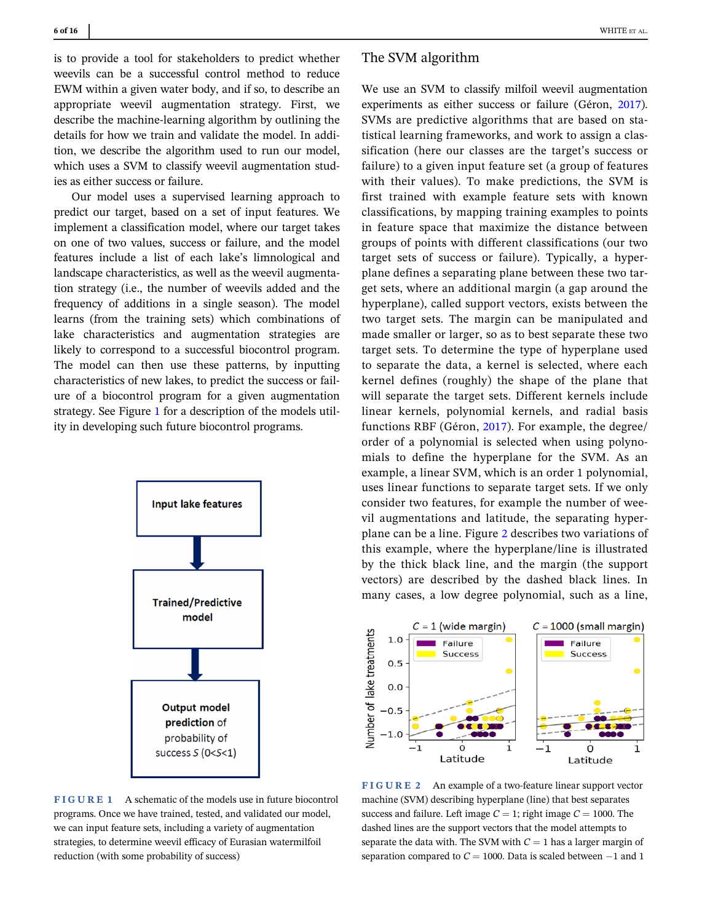is to provide a tool for stakeholders to predict whether weevils can be a successful control method to reduce EWM within a given water body, and if so, to describe an appropriate weevil augmentation strategy. First, we describe the machine-learning algorithm by outlining the details for how we train and validate the model. In addition, we describe the algorithm used to run our model, which uses a SVM to classify weevil augmentation studies as either success or failure.

Our model uses a supervised learning approach to predict our target, based on a set of input features. We implement a classification model, where our target takes on one of two values, success or failure, and the model features include a list of each lake's limnological and landscape characteristics, as well as the weevil augmentation strategy (i.e., the number of weevils added and the frequency of additions in a single season). The model learns (from the training sets) which combinations of lake characteristics and augmentation strategies are likely to correspond to a successful biocontrol program. The model can then use these patterns, by inputting characteristics of new lakes, to predict the success or failure of a biocontrol program for a given augmentation strategy. See Figure 1 for a description of the models utility in developing such future biocontrol programs.

**FIGURE 1** A schematic of the models use in future biocontrol programs. Once we have trained, tested, and validated our model, we can input feature sets, including a variety of augmentation strategies, to determine weevil efficacy of Eurasian watermilfoil reduction (with some probability of success)

## The SVM algorithm

We use an SVM to classify milfoil weevil augmentation experiments as either success or failure (Géron, 2017). SVMs are predictive algorithms that are based on statistical learning frameworks, and work to assign a classification (here our classes are the target's success or failure) to a given input feature set (a group of features with their values). To make predictions, the SVM is first trained with example feature sets with known classifications, by mapping training examples to points in feature space that maximize the distance between groups of points with different classifications (our two target sets of success or failure). Typically, a hyperplane defines a separating plane between these two target sets, where an additional margin (a gap around the hyperplane), called support vectors, exists between the two target sets. The margin can be manipulated and made smaller or larger, so as to best separate these two target sets. To determine the type of hyperplane used to separate the data, a kernel is selected, where each kernel defines (roughly) the shape of the plane that will separate the target sets. Different kernels include linear kernels, polynomial kernels, and radial basis functions RBF (Géron, 2017). For example, the degree/order of a polynomial is selected when using polynomials to define the hyperplane for the SVM. As an example, a linear SVM, which is an order 1 polynomial, uses linear functions to separate target sets. If we only consider two features, for example the number of weevil augmentations and latitude, the separating hyperplane can be a line. Figure 2 describes two variations of this example, where the hyperplane/line is illustrated by the thick black line, and the margin (the support vectors) are described by the dashed black lines. In many cases, a low degree polynomial, such as a line,

**FIGURE 2** An example of a two-feature linear support vector machine (SVM) describing hyperplane (line) that best separates success and failure. Left image $C = 1$; right image $C = 1000$. The dashed lines are the support vectors that the model attempts to separate the data with. The SVM with $C = 1$ has a larger margin of separation compared to $C = 1000$. Data is scaled between −1 and 1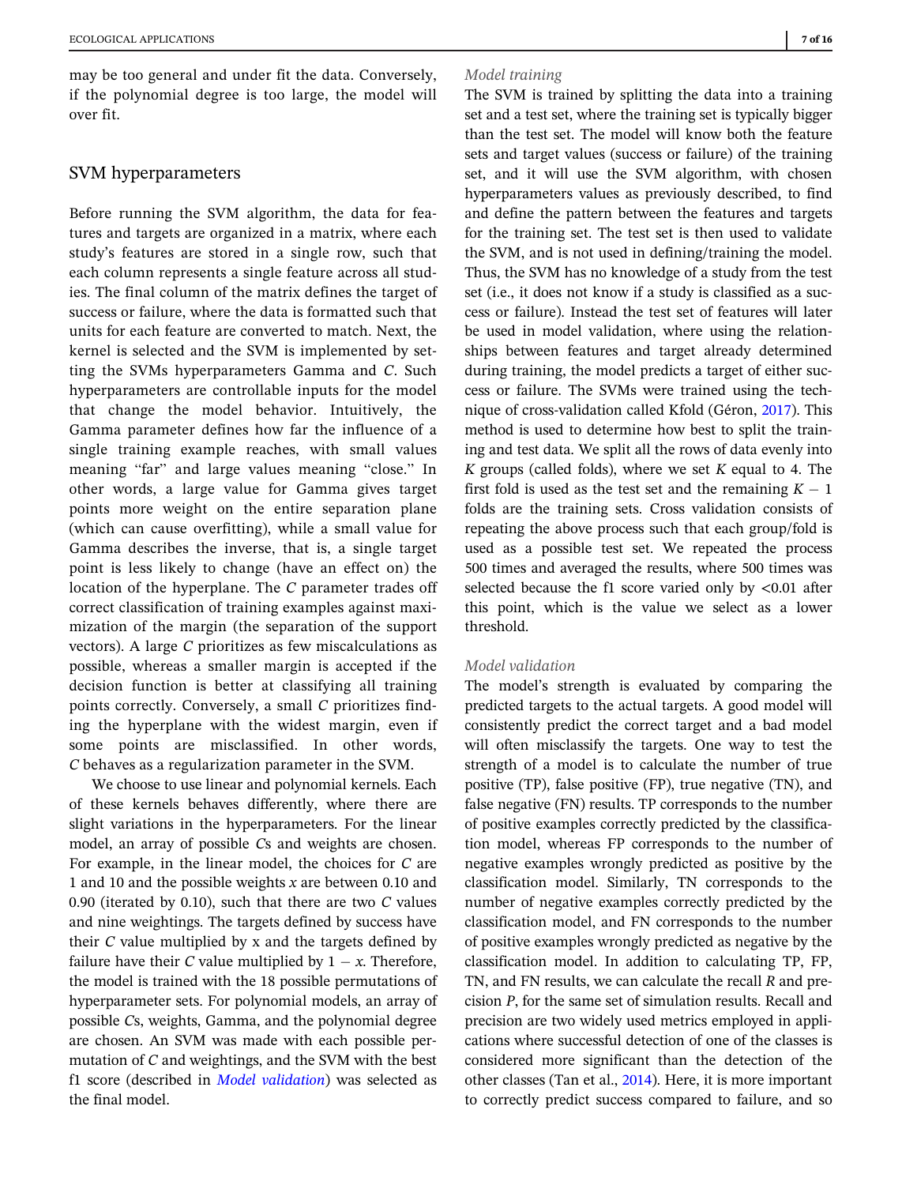may be too general and under fit the data. Conversely, if the polynomial degree is too large, the model will over fit.

## SVM hyperparameters

Before running the SVM algorithm, the data for features and targets are organized in a matrix, where each study's features are stored in a single row, such that each column represents a single feature across all studies. The final column of the matrix defines the target of success or failure, where the data is formatted such that units for each feature are converted to match. Next, the kernel is selected and the SVM is implemented by setting the SVMs hyperparameters Gamma and $C$. Such hyperparameters are controllable inputs for the model that change the model behavior. Intuitively, the Gamma parameter defines how far the influence of a single training example reaches, with small values meaning "far" and large values meaning "close." In other words, a large value for Gamma gives target points more weight on the entire separation plane (which can cause overfitting), while a small value for Gamma describes the inverse, that is, a single target point is less likely to change (have an effect on) the location of the hyperplane. The $C$ parameter trades off correct classification of training examples against maximization of the margin (the separation of the support vectors). A large $C$ prioritizes as few miscalculations as possible, whereas a smaller margin is accepted if the decision function is better at classifying all training points correctly. Conversely, a small $C$ prioritizes finding the hyperplane with the widest margin, even if some points are misclassified. In other words, $C$ behaves as a regularization parameter in the SVM.

We choose to use linear and polynomial kernels. Each of these kernels behaves differently, where there are slight variations in the hyperparameters. For the linear model, an array of possible $C$s and weights are chosen. For example, in the linear model, the choices for $C$ are 1 and 10 and the possible weights $x$ are between 0.10 and 0.90 (iterated by 0.10), such that there are two $C$ values and nine weightings. The targets defined by success have their $C$ value multiplied by x and the targets defined by failure have their $C$ value multiplied by $1 - x$. Therefore, the model is trained with the 18 possible permutations of hyperparameter sets. For polynomial models, an array of possible $C$s, weights, Gamma, and the polynomial degree are chosen. An SVM was made with each possible permutation of $C$ and weightings, and the SVM with the best f1 score (described in *Model validation*) was selected as the final model.

### *Model training*

The SVM is trained by splitting the data into a training set and a test set, where the training set is typically bigger than the test set. The model will know both the feature sets and target values (success or failure) of the training set, and it will use the SVM algorithm, with chosen hyperparameters values as previously described, to find and define the pattern between the features and targets for the training set. The test set is then used to validate the SVM, and is not used in defining/training the model. Thus, the SVM has no knowledge of a study from the test set (i.e., it does not know if a study is classified as a success or failure). Instead the test set of features will later be used in model validation, where using the relationships between features and target already determined during training, the model predicts a target of either success or failure. The SVMs were trained using the technique of cross-validation called Kfold (Géron, 2017). This method is used to determine how best to split the training and test data. We split all the rows of data evenly into $K$ groups (called folds), where we set $K$ equal to 4. The first fold is used as the test set and the remaining $K - 1$ folds are the training sets. Cross validation consists of repeating the above process such that each group/fold is used as a possible test set. We repeated the process 500 times and averaged the results, where 500 times was selected because the f1 score varied only by <0.01 after this point, which is the value we select as a lower threshold.

### *Model validation*

The model's strength is evaluated by comparing the predicted targets to the actual targets. A good model will consistently predict the correct target and a bad model will often misclassify the targets. One way to test the strength of a model is to calculate the number of true positive (TP), false positive (FP), true negative (TN), and false negative (FN) results. TP corresponds to the number of positive examples correctly predicted by the classification model, whereas FP corresponds to the number of negative examples wrongly predicted as positive by the classification model. Similarly, TN corresponds to the number of negative examples correctly predicted by the classification model, and FN corresponds to the number of positive examples wrongly predicted as negative by the classification model. In addition to calculating TP, FP, TN, and FN results, we can calculate the recall $R$ and precision $P$, for the same set of simulation results. Recall and precision are two widely used metrics employed in applications where successful detection of one of the classes is considered more significant than the detection of the other classes (Tan et al., 2014). Here, it is more important to correctly predict success compared to failure, and so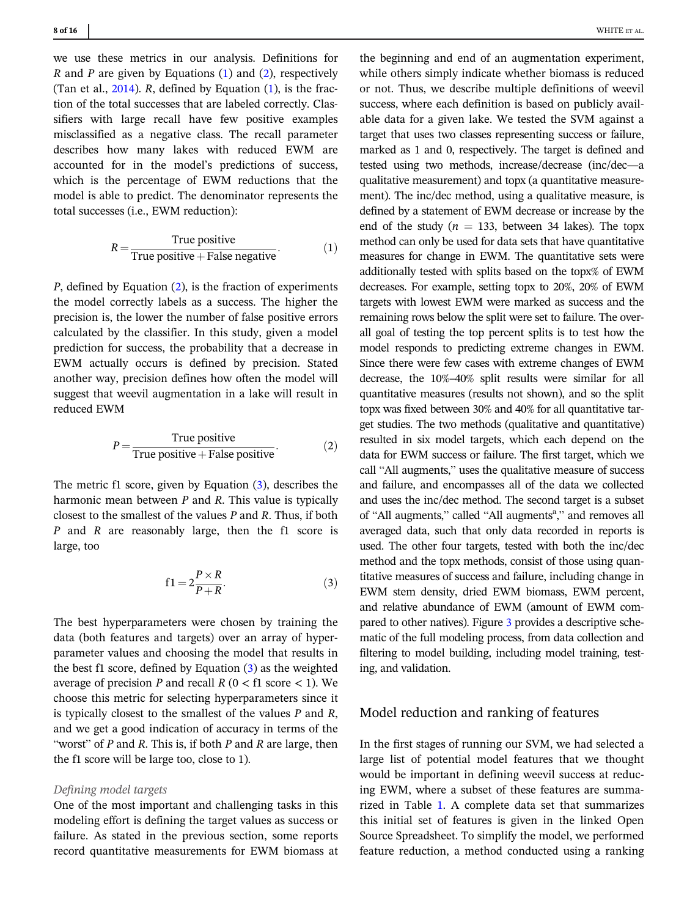we use these metrics in our analysis. Definitions for $R$ and $P$ are given by Equations (1) and (2), respectively (Tan et al., 2014). $R$, defined by Equation (1), is the fraction of the total successes that are labeled correctly. Classifiers with large recall have few positive examples misclassified as a negative class. The recall parameter describes how many lakes with reduced EWM are accounted for in the model's predictions of success, which is the percentage of EWM reductions that the model is able to predict. The denominator represents the total successes (i.e., EWM reduction):

$$R = \frac{\text{True positive}}{\text{True positive} + \text{False negative}}. \tag{1}$$

$P$, defined by Equation (2), is the fraction of experiments the model correctly labels as a success. The higher the precision is, the lower the number of false positive errors calculated by the classifier. In this study, given a model prediction for success, the probability that a decrease in EWM actually occurs is defined by precision. Stated another way, precision defines how often the model will suggest that weevil augmentation in a lake will result in reduced EWM

$$P = \frac{\text{True positive}}{\text{True positive} + \text{False positive}}. \tag{2}$$

The metric f1 score, given by Equation (3), describes the harmonic mean between $P$ and $R$. This value is typically closest to the smallest of the values $P$ and $R$. Thus, if both $P$ and $R$ are reasonably large, then the f1 score is large, too

$$\text{f1} = 2\frac{P \times R}{P + R}. \tag{3}$$

The best hyperparameters were chosen by training the data (both features and targets) over an array of hyperparameter values and choosing the model that results in the best f1 score, defined by Equation (3) as the weighted average of precision $P$ and recall $R$ ($0 <$ f1 score $< 1$). We choose this metric for selecting hyperparameters since it is typically closest to the smallest of the values $P$ and $R$, and we get a good indication of accuracy in terms of the "worst" of $P$ and $R$. This is, if both $P$ and $R$ are large, then the f1 score will be large too, close to 1).

*Defining model targets*

One of the most important and challenging tasks in this modeling effort is defining the target values as success or failure. As stated in the previous section, some reports record quantitative measurements for EWM biomass at the beginning and end of an augmentation experiment, while others simply indicate whether biomass is reduced or not. Thus, we describe multiple definitions of weevil success, where each definition is based on publicly available data for a given lake. We tested the SVM against a target that uses two classes representing success or failure, marked as 1 and 0, respectively. The target is defined and tested using two methods, increase/decrease (inc/dec—a qualitative measurement) and topx (a quantitative measurement). The inc/dec method, using a qualitative measure, is defined by a statement of EWM decrease or increase by the end of the study ($n$ = 133, between 34 lakes). The topx method can only be used for data sets that have quantitative measures for change in EWM. The quantitative sets were additionally tested with splits based on the topx% of EWM decreases. For example, setting topx to 20%, 20% of EWM targets with lowest EWM were marked as success and the remaining rows below the split were set to failure. The overall goal of testing the top percent splits is to test how the model responds to predicting extreme changes in EWM. Since there were few cases with extreme changes of EWM decrease, the 10%–40% split results were similar for all quantitative measures (results not shown), and so the split topx was fixed between 30% and 40% for all quantitative target studies. The two methods (qualitative and quantitative) resulted in six model targets, which each depend on the data for EWM success or failure. The first target, which we call "All augments," uses the qualitative measure of success and failure, and encompasses all of the data we collected and uses the inc/dec method. The second target is a subset of "All augments," called "All augments[a]," and removes all averaged data, such that only data recorded in reports is used. The other four targets, tested with both the inc/dec method and the topx methods, consist of those using quantitative measures of success and failure, including change in EWM stem density, dried EWM biomass, EWM percent, and relative abundance of EWM (amount of EWM compared to other natives). Figure 3 provides a descriptive schematic of the full modeling process, from data collection and filtering to model building, including model training, testing, and validation.

## Model reduction and ranking of features

In the first stages of running our SVM, we had selected a large list of potential model features that we thought would be important in defining weevil success at reducing EWM, where a subset of these features are summarized in Table 1. A complete data set that summarizes this initial set of features is given in the linked Open Source Spreadsheet. To simplify the model, we performed feature reduction, a method conducted using a ranking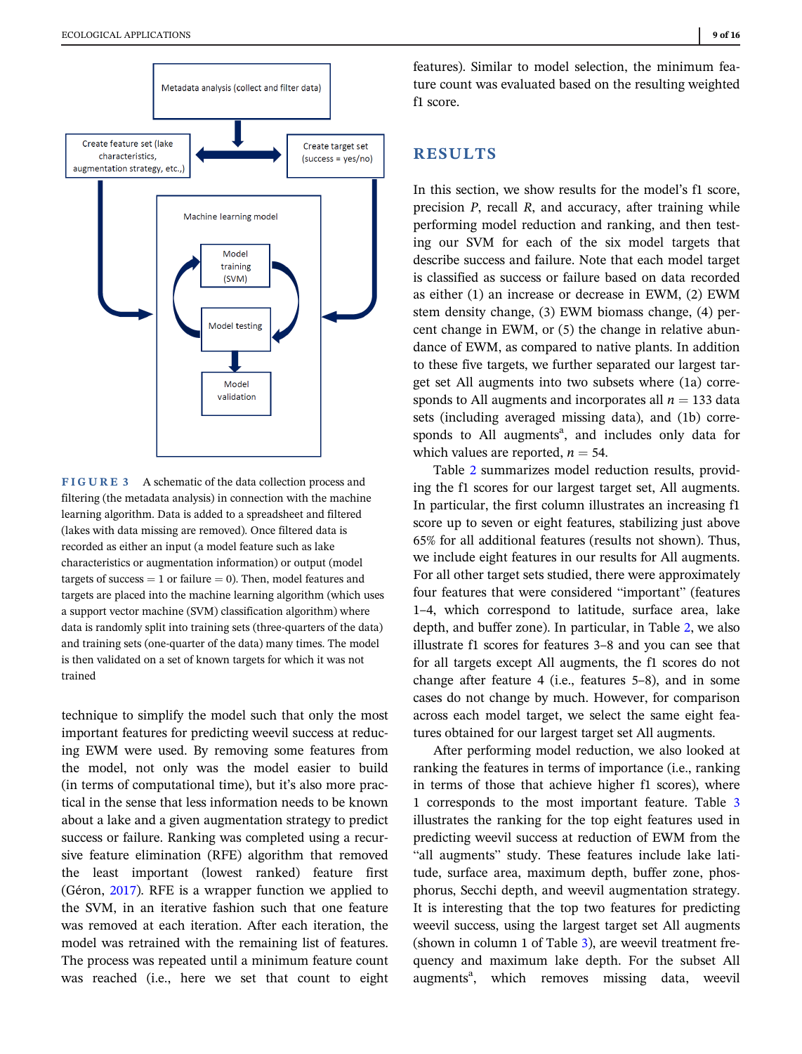FIGURE 3 A schematic of the data collection process and filtering (the metadata analysis) in connection with the machine learning algorithm. Data is added to a spreadsheet and filtered (lakes with data missing are removed). Once filtered data is recorded as either an input (a model feature such as lake characteristics or augmentation information) or output (model targets of success = 1 or failure = 0). Then, model features and targets are placed into the machine learning algorithm (which uses a support vector machine (SVM) classification algorithm) where data is randomly split into training sets (three-quarters of the data) and training sets (one-quarter of the data) many times. The model is then validated on a set of known targets for which it was not trained

technique to simplify the model such that only the most important features for predicting weevil success at reducing EWM were used. By removing some features from the model, not only was the model easier to build (in terms of computational time), but it's also more practical in the sense that less information needs to be known about a lake and a given augmentation strategy to predict success or failure. Ranking was completed using a recursive feature elimination (RFE) algorithm that removed the least important (lowest ranked) feature first (Géron, 2017). RFE is a wrapper function we applied to the SVM, in an iterative fashion such that one feature was removed at each iteration. After each iteration, the model was retrained with the remaining list of features. The process was repeated until a minimum feature count was reached (i.e., here we set that count to eight features). Similar to model selection, the minimum feature count was evaluated based on the resulting weighted f1 score.

# RESULTS

In this section, we show results for the model's f1 score, precision $P$, recall $R$, and accuracy, after training while performing model reduction and ranking, and then testing our SVM for each of the six model targets that describe success and failure. Note that each model target is classified as success or failure based on data recorded as either (1) an increase or decrease in EWM, (2) EWM stem density change, (3) EWM biomass change, (4) percent change in EWM, or (5) the change in relative abundance of EWM, as compared to native plants. In addition to these five targets, we further separated our largest target set All augments into two subsets where (1a) corresponds to All augments and incorporates all $n = 133$ data sets (including averaged missing data), and (1b) corresponds to All augments[a], and includes only data for which values are reported, $n = 54$.

Table 2 summarizes model reduction results, providing the f1 scores for our largest target set, All augments. In particular, the first column illustrates an increasing f1 score up to seven or eight features, stabilizing just above 65% for all additional features (results not shown). Thus, we include eight features in our results for All augments. For all other target sets studied, there were approximately four features that were considered "important" (features 1–4, which correspond to latitude, surface area, lake depth, and buffer zone). In particular, in Table 2, we also illustrate f1 scores for features 3–8 and you can see that for all targets except All augments, the f1 scores do not change after feature 4 (i.e., features 5–8), and in some cases do not change by much. However, for comparison across each model target, we select the same eight features obtained for our largest target set All augments.

After performing model reduction, we also looked at ranking the features in terms of importance (i.e., ranking in terms of those that achieve higher f1 scores), where 1 corresponds to the most important feature. Table 3 illustrates the ranking for the top eight features used in predicting weevil success at reduction of EWM from the "all augments" study. These features include lake latitude, surface area, maximum depth, buffer zone, phosphorus, Secchi depth, and weevil augmentation strategy. It is interesting that the top two features for predicting weevil success, using the largest target set All augments (shown in column 1 of Table 3), are weevil treatment frequency and maximum lake depth. For the subset All augments[a], which removes missing data, weevil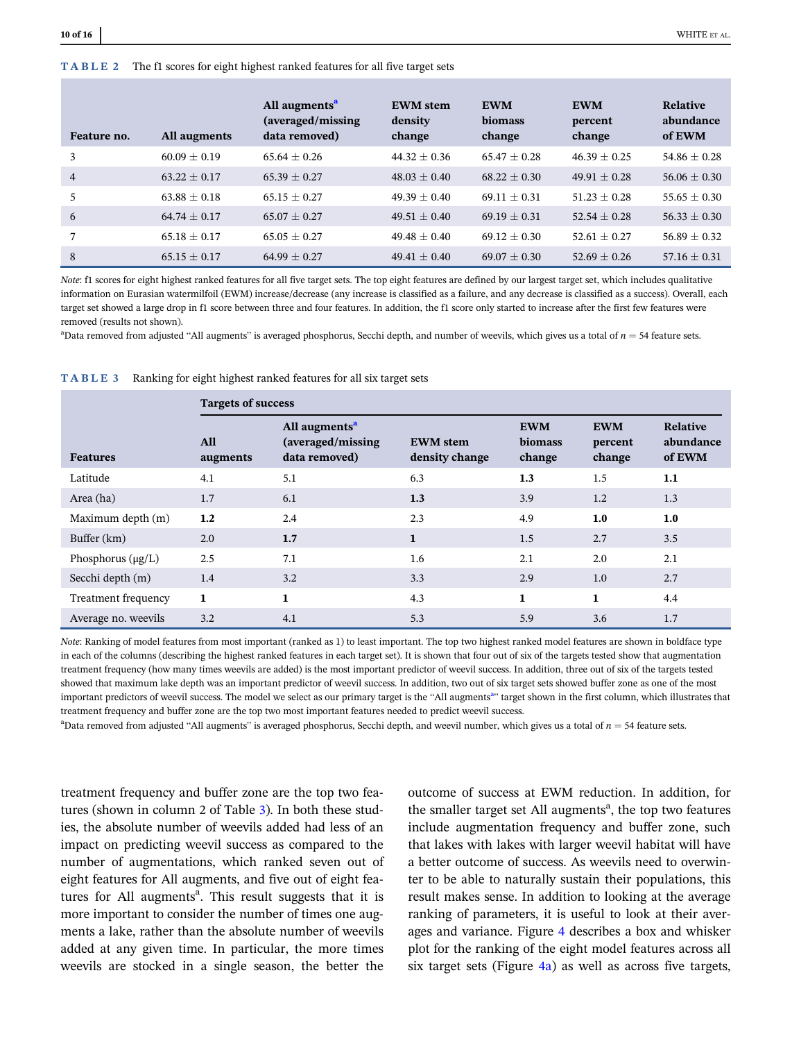**TABLE 2** The f1 scores for eight highest ranked features for all five target sets

| Feature no. | All augments | All augments[a] (averaged/missing data removed) | EWM stem density change | EWM biomass change | EWM percent change | Relative abundance of EWM |
|---|---|---|---|---|---|---|
| 3 | 60.09 ± 0.19 | 65.64 ± 0.26 | 44.32 ± 0.36 | 65.47 ± 0.28 | 46.39 ± 0.25 | 54.86 ± 0.28 |
| 4 | 63.22 ± 0.17 | 65.39 ± 0.27 | 48.03 ± 0.40 | 68.22 ± 0.30 | 49.91 ± 0.28 | 56.06 ± 0.30 |
| 5 | 63.88 ± 0.18 | 65.15 ± 0.27 | 49.39 ± 0.40 | 69.11 ± 0.31 | 51.23 ± 0.28 | 55.65 ± 0.30 |
| 6 | 64.74 ± 0.17 | 65.07 ± 0.27 | 49.51 ± 0.40 | 69.19 ± 0.31 | 52.54 ± 0.28 | 56.33 ± 0.30 |
| 7 | 65.18 ± 0.17 | 65.05 ± 0.27 | 49.48 ± 0.40 | 69.12 ± 0.30 | 52.61 ± 0.27 | 56.89 ± 0.32 |
| 8 | 65.15 ± 0.17 | 64.99 ± 0.27 | 49.41 ± 0.40 | 69.07 ± 0.30 | 52.69 ± 0.26 | 57.16 ± 0.31 |

*Note*: f1 scores for eight highest ranked features for all five target sets. The top eight features are defined by our largest target set, which includes qualitative information on Eurasian watermilfoil (EWM) increase/decrease (any increase is classified as a failure, and any decrease is classified as a success). Overall, each target set showed a large drop in f1 score between three and four features. In addition, the f1 score only started to increase after the first few features were removed (results not shown).

[a]Data removed from adjusted "All augments" is averaged phosphorus, Secchi depth, and number of weevils, which gives us a total of $n = 54$ feature sets.

**TABLE 3** Ranking for eight highest ranked features for all six target sets

| | Targets of success | | | | | |
|---|---|---|---|---|---|---|
| Features | All augments | All augments[a] (averaged/missing data removed) | EWM stem density change | EWM biomass change | EWM percent change | Relative abundance of EWM |
| Latitude | 4.1 | 5.1 | 6.3 | **1.3** | 1.5 | **1.1** |
| Area (ha) | 1.7 | 6.1 | **1.3** | 3.9 | 1.2 | 1.3 |
| Maximum depth (m) | **1.2** | 2.4 | 2.3 | 4.9 | **1.0** | **1.0** |
| Buffer (km) | 2.0 | **1.7** | **1** | 1.5 | 2.7 | 3.5 |
| Phosphorus (μg/L) | 2.5 | 7.1 | 1.6 | 2.1 | 2.0 | 2.1 |
| Secchi depth (m) | 1.4 | 3.2 | 3.3 | 2.9 | 1.0 | 2.7 |
| Treatment frequency | **1** | **1** | 4.3 | **1** | **1** | 4.4 |
| Average no. weevils | 3.2 | 4.1 | 5.3 | 5.9 | 3.6 | 1.7 |

*Note*: Ranking of model features from most important (ranked as 1) to least important. The top two highest ranked model features are shown in boldface type in each of the columns (describing the highest ranked features in each target set). It is shown that four out of six of the targets tested show that augmentation treatment frequency (how many times weevils are added) is the most important predictor of weevil success. In addition, three out of six of the targets tested showed that maximum lake depth was an important predictor of weevil success. In addition, two out of six target sets showed buffer zone as one of the most important predictors of weevil success. The model we select as our primary target is the "All augments[a]" target shown in the first column, which illustrates that treatment frequency and buffer zone are the top two most important features needed to predict weevil success.

[a]Data removed from adjusted "All augments" is averaged phosphorus, Secchi depth, and weevil number, which gives us a total of $n = 54$ feature sets.

treatment frequency and buffer zone are the top two features (shown in column 2 of Table 3). In both these studies, the absolute number of weevils added had less of an impact on predicting weevil success as compared to the number of augmentations, which ranked seven out of eight features for All augments, and five out of eight features for All augments[a]. This result suggests that it is more important to consider the number of times one augments a lake, rather than the absolute number of weevils added at any given time. In particular, the more times weevils are stocked in a single season, the better the outcome of success at EWM reduction. In addition, for the smaller target set All augments[a], the top two features include augmentation frequency and buffer zone, such that lakes with lakes with larger weevil habitat will have a better outcome of success. As weevils need to overwinter to be able to naturally sustain their populations, this result makes sense. In addition to looking at the average ranking of parameters, it is useful to look at their averages and variance. Figure 4 describes a box and whisker plot for the ranking of the eight model features across all six target sets (Figure 4a) as well as across five targets,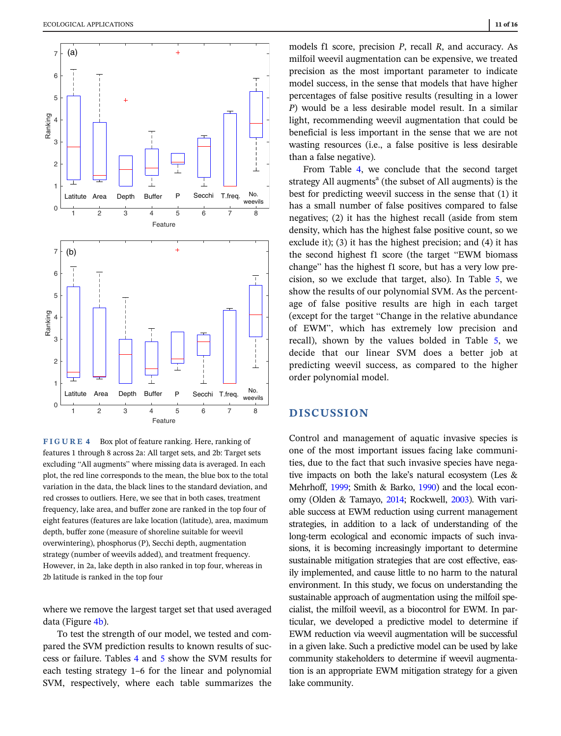FIGURE 4 Box plot of feature ranking. Here, ranking of features 1 through 8 across 2a: All target sets, and 2b: Target sets excluding "All augments" where missing data is averaged. In each plot, the red line corresponds to the mean, the blue box to the total variation in the data, the black lines to the standard deviation, and red crosses to outliers. Here, we see that in both cases, treatment frequency, lake area, and buffer zone are ranked in the top four of eight features (features are lake location (latitude), area, maximum depth, buffer zone (measure of shoreline suitable for weevil overwintering), phosphorus (P), Secchi depth, augmentation strategy (number of weevils added), and treatment frequency. However, in 2a, lake depth in also ranked in top four, whereas in 2b latitude is ranked in the top four

where we remove the largest target set that used averaged data (Figure 4b).

To test the strength of our model, we tested and compared the SVM prediction results to known results of success or failure. Tables 4 and 5 show the SVM results for each testing strategy 1–6 for the linear and polynomial SVM, respectively, where each table summarizes the models f1 score, precision $P$, recall $R$, and accuracy. As milfoil weevil augmentation can be expensive, we treated precision as the most important parameter to indicate model success, in the sense that models that have higher percentages of false positive results (resulting in a lower $P$) would be a less desirable model result. In a similar light, recommending weevil augmentation that could be beneficial is less important in the sense that we are not wasting resources (i.e., a false positive is less desirable than a false negative).

From Table 4, we conclude that the second target strategy All augments[a] (the subset of All augments) is the best for predicting weevil success in the sense that (1) it has a small number of false positives compared to false negatives; (2) it has the highest recall (aside from stem density, which has the highest false positive count, so we exclude it); (3) it has the highest precision; and (4) it has the second highest f1 score (the target "EWM biomass change" has the highest f1 score, but has a very low precision, so we exclude that target, also). In Table 5, we show the results of our polynomial SVM. As the percentage of false positive results are high in each target (except for the target "Change in the relative abundance of EWM", which has extremely low precision and recall), shown by the values bolded in Table 5, we decide that our linear SVM does a better job at predicting weevil success, as compared to the higher order polynomial model.

## DISCUSSION

Control and management of aquatic invasive species is one of the most important issues facing lake communities, due to the fact that such invasive species have negative impacts on both the lake's natural ecosystem (Les & Mehrhoff, 1999; Smith & Barko, 1990) and the local economy (Olden & Tamayo, 2014; Rockwell, 2003). With variable success at EWM reduction using current management strategies, in addition to a lack of understanding of the long-term ecological and economic impacts of such invasions, it is becoming increasingly important to determine sustainable mitigation strategies that are cost effective, easily implemented, and cause little to no harm to the natural environment. In this study, we focus on understanding the sustainable approach of augmentation using the milfoil specialist, the milfoil weevil, as a biocontrol for EWM. In particular, we developed a predictive model to determine if EWM reduction via weevil augmentation will be successful in a given lake. Such a predictive model can be used by lake community stakeholders to determine if weevil augmentation is an appropriate EWM mitigation strategy for a given lake community.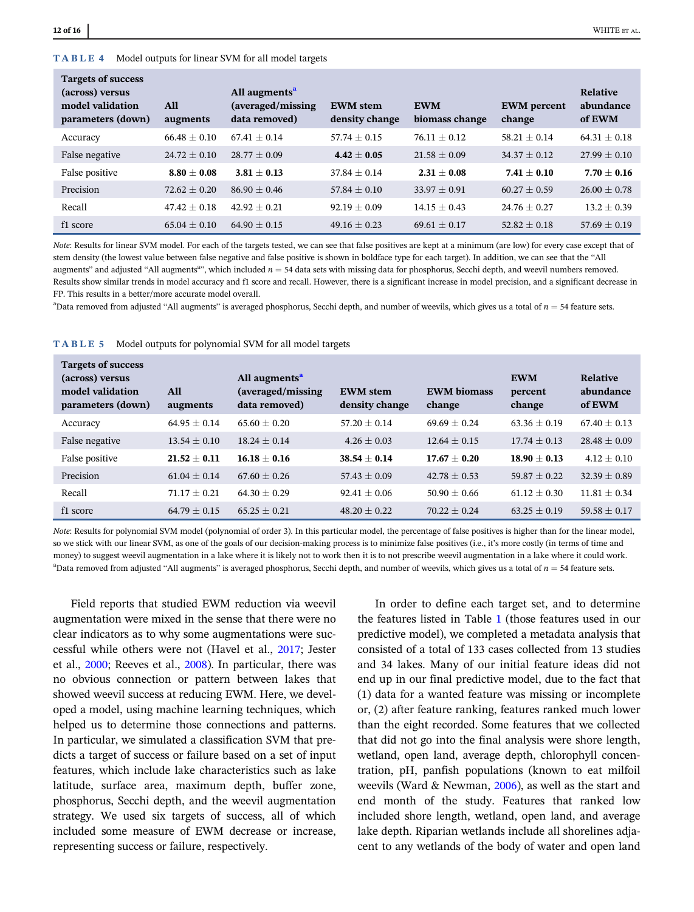**TABLE 4** Model outputs for linear SVM for all model targets

| Targets of success (across) versus model validation parameters (down) | All augments | All augments[a] (averaged/missing data removed) | EWM stem density change | EWM biomass change | EWM percent change | Relative abundance of EWM |
|---|---|---|---|---|---|---|
| Accuracy | $66.48 \pm 0.10$ | $67.41 \pm 0.14$ | $57.74 \pm 0.15$ | $76.11 \pm 0.12$ | $58.21 \pm 0.14$ | $64.31 \pm 0.18$ |
| False negative | $24.72 \pm 0.10$ | $28.77 \pm 0.09$ | **$4.42 \pm 0.05$** | $21.58 \pm 0.09$ | $34.37 \pm 0.12$ | $27.99 \pm 0.10$ |
| False positive | **$8.80 \pm 0.08$** | **$3.81 \pm 0.13$** | $37.84 \pm 0.14$ | **$2.31 \pm 0.08$** | **$7.41 \pm 0.10$** | **$7.70 \pm 0.16$** |
| Precision | $72.62 \pm 0.20$ | $86.90 \pm 0.46$ | $57.84 \pm 0.10$ | $33.97 \pm 0.91$ | $60.27 \pm 0.59$ | $26.00 \pm 0.78$ |
| Recall | $47.42 \pm 0.18$ | $42.92 \pm 0.21$ | $92.19 \pm 0.09$ | $14.15 \pm 0.43$ | $24.76 \pm 0.27$ | $13.2 \pm 0.39$ |
| f1 score | $65.04 \pm 0.10$ | $64.90 \pm 0.15$ | $49.16 \pm 0.23$ | $69.61 \pm 0.17$ | $52.82 \pm 0.18$ | $57.69 \pm 0.19$ |

*Note*: Results for linear SVM model. For each of the targets tested, we can see that false positives are kept at a minimum (are low) for every case except that of stem density (the lowest value between false negative and false positive is shown in boldface type for each target). In addition, we can see that the "All augments" and adjusted "All augments[a]", which included $n = 54$ data sets with missing data for phosphorus, Secchi depth, and weevil numbers removed. Results show similar trends in model accuracy and f1 score and recall. However, there is a significant increase in model precision, and a significant decrease in FP. This results in a better/more accurate model overall.

[a]Data removed from adjusted "All augments" is averaged phosphorus, Secchi depth, and number of weevils, which gives us a total of $n = 54$ feature sets.

**TABLE 5** Model outputs for polynomial SVM for all model targets

| Targets of success (across) versus model validation parameters (down) | All augments | All augments[a] (averaged/missing data removed) | EWM stem density change | EWM biomass change | EWM percent change | Relative abundance of EWM |
|---|---|---|---|---|---|---|
| Accuracy | $64.95 \pm 0.14$ | $65.60 \pm 0.20$ | $57.20 \pm 0.14$ | $69.69 \pm 0.24$ | $63.36 \pm 0.19$ | $67.40 \pm 0.13$ |
| False negative | $13.54 \pm 0.10$ | $18.24 \pm 0.14$ | $4.26 \pm 0.03$ | $12.64 \pm 0.15$ | $17.74 \pm 0.13$ | $28.48 \pm 0.09$ |
| False positive | **$21.52 \pm 0.11$** | **$16.18 \pm 0.16$** | **$38.54 \pm 0.14$** | **$17.67 \pm 0.20$** | **$18.90 \pm 0.13$** | $4.12 \pm 0.10$ |
| Precision | $61.04 \pm 0.14$ | $67.60 \pm 0.26$ | $57.43 \pm 0.09$ | $42.78 \pm 0.53$ | $59.87 \pm 0.22$ | $32.39 \pm 0.89$ |
| Recall | $71.17 \pm 0.21$ | $64.30 \pm 0.29$ | $92.41 \pm 0.06$ | $50.90 \pm 0.66$ | $61.12 \pm 0.30$ | $11.81 \pm 0.34$ |
| f1 score | $64.79 \pm 0.15$ | $65.25 \pm 0.21$ | $48.20 \pm 0.22$ | $70.22 \pm 0.24$ | $63.25 \pm 0.19$ | $59.58 \pm 0.17$ |

*Note*: Results for polynomial SVM model (polynomial of order 3). In this particular model, the percentage of false positives is higher than for the linear model, so we stick with our linear SVM, as one of the goals of our decision-making process is to minimize false positives (i.e., it's more costly (in terms of time and money) to suggest weevil augmentation in a lake where it is likely not to work then it is to not prescribe weevil augmentation in a lake where it could work.

[a]Data removed from adjusted "All augments" is averaged phosphorus, Secchi depth, and number of weevils, which gives us a total of $n = 54$ feature sets.

Field reports that studied EWM reduction via weevil augmentation were mixed in the sense that there were no clear indicators as to why some augmentations were successful while others were not (Havel et al., 2017; Jester et al., 2000; Reeves et al., 2008). In particular, there was no obvious connection or pattern between lakes that showed weevil success at reducing EWM. Here, we developed a model, using machine learning techniques, which helped us to determine those connections and patterns. In particular, we simulated a classification SVM that predicts a target of success or failure based on a set of input features, which include lake characteristics such as lake latitude, surface area, maximum depth, buffer zone, phosphorus, Secchi depth, and the weevil augmentation strategy. We used six targets of success, all of which included some measure of EWM decrease or increase, representing success or failure, respectively.

In order to define each target set, and to determine the features listed in Table 1 (those features used in our predictive model), we completed a metadata analysis that consisted of a total of 133 cases collected from 13 studies and 34 lakes. Many of our initial feature ideas did not end up in our final predictive model, due to the fact that (1) data for a wanted feature was missing or incomplete or, (2) after feature ranking, features ranked much lower than the eight recorded. Some features that we collected that did not go into the final analysis were shore length, wetland, open land, average depth, chlorophyll concentration, pH, panfish populations (known to eat milfoil weevils (Ward & Newman, 2006), as well as the start and end month of the study. Features that ranked low included shore length, wetland, open land, and average lake depth. Riparian wetlands include all shorelines adjacent to any wetlands of the body of water and open land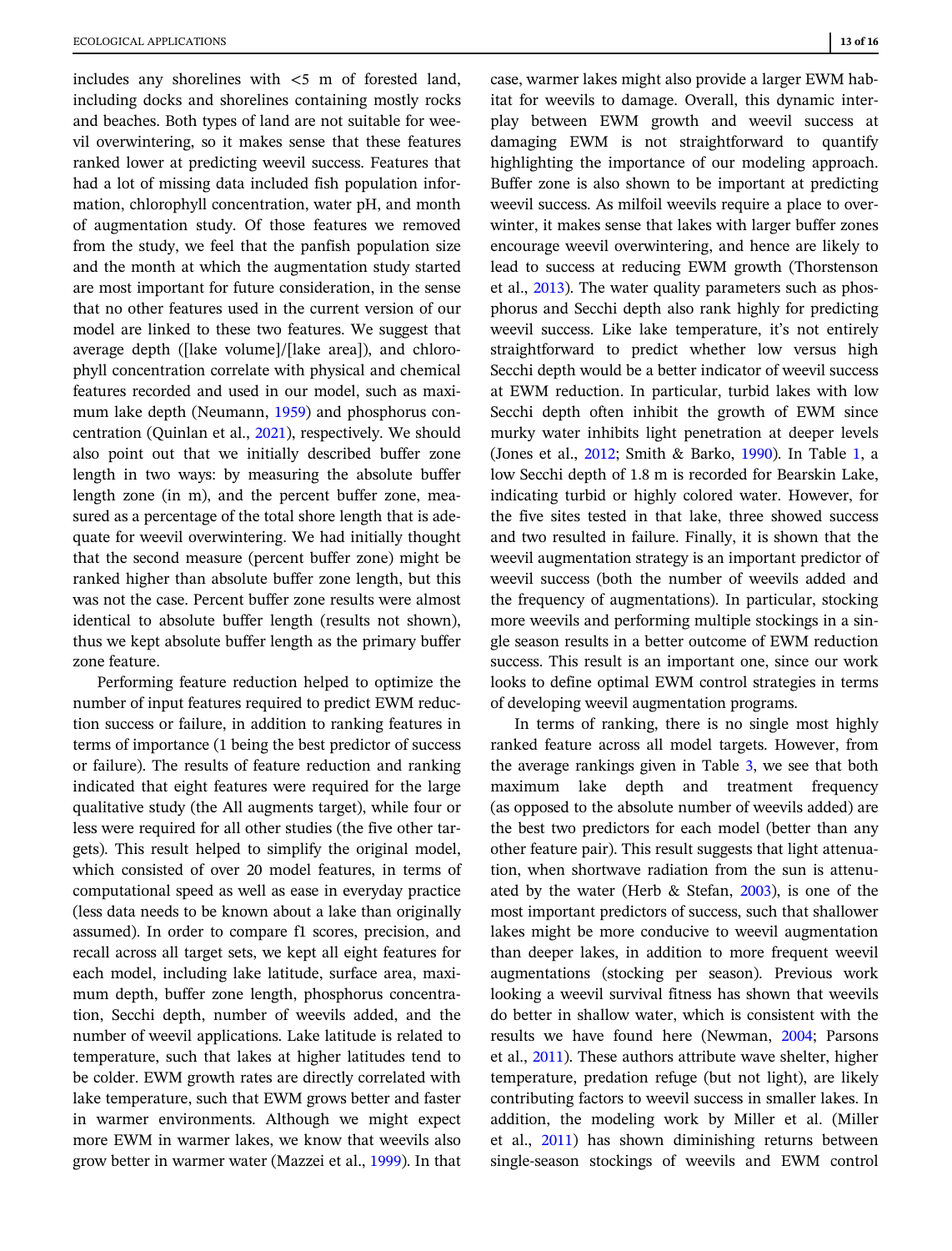includes any shorelines with <5 m of forested land, including docks and shorelines containing mostly rocks and beaches. Both types of land are not suitable for weevil overwintering, so it makes sense that these features ranked lower at predicting weevil success. Features that had a lot of missing data included fish population information, chlorophyll concentration, water pH, and month of augmentation study. Of those features we removed from the study, we feel that the panfish population size and the month at which the augmentation study started are most important for future consideration, in the sense that no other features used in the current version of our model are linked to these two features. We suggest that average depth ([lake volume]/[lake area]), and chlorophyll concentration correlate with physical and chemical features recorded and used in our model, such as maximum lake depth (Neumann, 1959) and phosphorus concentration (Quinlan et al., 2021), respectively. We should also point out that we initially described buffer zone length in two ways: by measuring the absolute buffer length zone (in m), and the percent buffer zone, measured as a percentage of the total shore length that is adequate for weevil overwintering. We had initially thought that the second measure (percent buffer zone) might be ranked higher than absolute buffer zone length, but this was not the case. Percent buffer zone results were almost identical to absolute buffer length (results not shown), thus we kept absolute buffer length as the primary buffer zone feature.

Performing feature reduction helped to optimize the number of input features required to predict EWM reduction success or failure, in addition to ranking features in terms of importance (1 being the best predictor of success or failure). The results of feature reduction and ranking indicated that eight features were required for the large qualitative study (the All augments target), while four or less were required for all other studies (the five other targets). This result helped to simplify the original model, which consisted of over 20 model features, in terms of computational speed as well as ease in everyday practice (less data needs to be known about a lake than originally assumed). In order to compare f1 scores, precision, and recall across all target sets, we kept all eight features for each model, including lake latitude, surface area, maximum depth, buffer zone length, phosphorus concentration, Secchi depth, number of weevils added, and the number of weevil applications. Lake latitude is related to temperature, such that lakes at higher latitudes tend to be colder. EWM growth rates are directly correlated with lake temperature, such that EWM grows better and faster in warmer environments. Although we might expect more EWM in warmer lakes, we know that weevils also grow better in warmer water (Mazzei et al., 1999). In that case, warmer lakes might also provide a larger EWM habitat for weevils to damage. Overall, this dynamic interplay between EWM growth and weevil success at damaging EWM is not straightforward to quantify highlighting the importance of our modeling approach. Buffer zone is also shown to be important at predicting weevil success. As milfoil weevils require a place to overwinter, it makes sense that lakes with larger buffer zones encourage weevil overwintering, and hence are likely to lead to success at reducing EWM growth (Thorstenson et al., 2013). The water quality parameters such as phosphorus and Secchi depth also rank highly for predicting weevil success. Like lake temperature, it's not entirely straightforward to predict whether low versus high Secchi depth would be a better indicator of weevil success at EWM reduction. In particular, turbid lakes with low Secchi depth often inhibit the growth of EWM since murky water inhibits light penetration at deeper levels (Jones et al., 2012; Smith & Barko, 1990). In Table 1, a low Secchi depth of 1.8 m is recorded for Bearskin Lake, indicating turbid or highly colored water. However, for the five sites tested in that lake, three showed success and two resulted in failure. Finally, it is shown that the weevil augmentation strategy is an important predictor of weevil success (both the number of weevils added and the frequency of augmentations). In particular, stocking more weevils and performing multiple stockings in a single season results in a better outcome of EWM reduction success. This result is an important one, since our work looks to define optimal EWM control strategies in terms of developing weevil augmentation programs.

In terms of ranking, there is no single most highly ranked feature across all model targets. However, from the average rankings given in Table 3, we see that both maximum lake depth and treatment frequency (as opposed to the absolute number of weevils added) are the best two predictors for each model (better than any other feature pair). This result suggests that light attenuation, when shortwave radiation from the sun is attenuated by the water (Herb & Stefan, 2003), is one of the most important predictors of success, such that shallower lakes might be more conducive to weevil augmentation than deeper lakes, in addition to more frequent weevil augmentations (stocking per season). Previous work looking a weevil survival fitness has shown that weevils do better in shallow water, which is consistent with the results we have found here (Newman, 2004; Parsons et al., 2011). These authors attribute wave shelter, higher temperature, predation refuge (but not light), are likely contributing factors to weevil success in smaller lakes. In addition, the modeling work by Miller et al. (Miller et al., 2011) has shown diminishing returns between single-season stockings of weevils and EWM control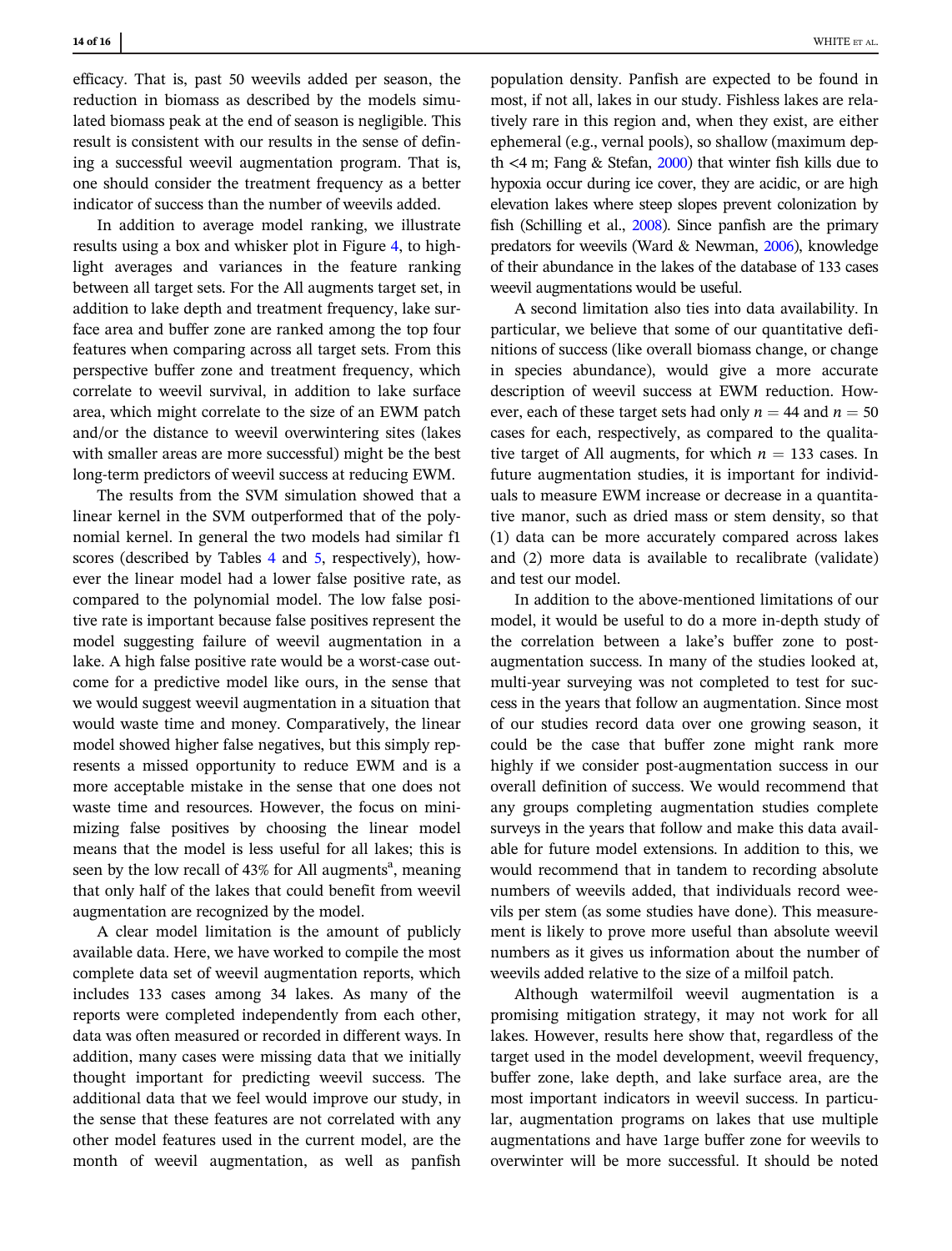efficacy. That is, past 50 weevils added per season, the reduction in biomass as described by the models simulated biomass peak at the end of season is negligible. This result is consistent with our results in the sense of defining a successful weevil augmentation program. That is, one should consider the treatment frequency as a better indicator of success than the number of weevils added.

In addition to average model ranking, we illustrate results using a box and whisker plot in Figure 4, to highlight averages and variances in the feature ranking between all target sets. For the All augments target set, in addition to lake depth and treatment frequency, lake surface area and buffer zone are ranked among the top four features when comparing across all target sets. From this perspective buffer zone and treatment frequency, which correlate to weevil survival, in addition to lake surface area, which might correlate to the size of an EWM patch and/or the distance to weevil overwintering sites (lakes with smaller areas are more successful) might be the best long-term predictors of weevil success at reducing EWM.

The results from the SVM simulation showed that a linear kernel in the SVM outperformed that of the polynomial kernel. In general the two models had similar f1 scores (described by Tables 4 and 5, respectively), however the linear model had a lower false positive rate, as compared to the polynomial model. The low false positive rate is important because false positives represent the model suggesting failure of weevil augmentation in a lake. A high false positive rate would be a worst-case outcome for a predictive model like ours, in the sense that we would suggest weevil augmentation in a situation that would waste time and money. Comparatively, the linear model showed higher false negatives, but this simply represents a missed opportunity to reduce EWM and is a more acceptable mistake in the sense that one does not waste time and resources. However, the focus on minimizing false positives by choosing the linear model means that the model is less useful for all lakes; this is seen by the low recall of 43% for All augments[a], meaning that only half of the lakes that could benefit from weevil augmentation are recognized by the model.

A clear model limitation is the amount of publicly available data. Here, we have worked to compile the most complete data set of weevil augmentation reports, which includes 133 cases among 34 lakes. As many of the reports were completed independently from each other, data was often measured or recorded in different ways. In addition, many cases were missing data that we initially thought important for predicting weevil success. The additional data that we feel would improve our study, in the sense that these features are not correlated with any other model features used in the current model, are the month of weevil augmentation, as well as panfish population density. Panfish are expected to be found in most, if not all, lakes in our study. Fishless lakes are relatively rare in this region and, when they exist, are either ephemeral (e.g., vernal pools), so shallow (maximum depth <4 m; Fang & Stefan, 2000) that winter fish kills due to hypoxia occur during ice cover, they are acidic, or are high elevation lakes where steep slopes prevent colonization by fish (Schilling et al., 2008). Since panfish are the primary predators for weevils (Ward & Newman, 2006), knowledge of their abundance in the lakes of the database of 133 cases weevil augmentations would be useful.

A second limitation also ties into data availability. In particular, we believe that some of our quantitative definitions of success (like overall biomass change, or change in species abundance), would give a more accurate description of weevil success at EWM reduction. However, each of these target sets had only $n = 44$ and $n = 50$ cases for each, respectively, as compared to the qualitative target of All augments, for which $n = 133$ cases. In future augmentation studies, it is important for individuals to measure EWM increase or decrease in a quantitative manor, such as dried mass or stem density, so that (1) data can be more accurately compared across lakes and (2) more data is available to recalibrate (validate) and test our model.

In addition to the above-mentioned limitations of our model, it would be useful to do a more in-depth study of the correlation between a lake's buffer zone to post-augmentation success. In many of the studies looked at, multi-year surveying was not completed to test for success in the years that follow an augmentation. Since most of our studies record data over one growing season, it could be the case that buffer zone might rank more highly if we consider post-augmentation success in our overall definition of success. We would recommend that any groups completing augmentation studies complete surveys in the years that follow and make this data available for future model extensions. In addition to this, we would recommend that in tandem to recording absolute numbers of weevils added, that individuals record weevils per stem (as some studies have done). This measurement is likely to prove more useful than absolute weevil numbers as it gives us information about the number of weevils added relative to the size of a milfoil patch.

Although watermilfoil weevil augmentation is a promising mitigation strategy, it may not work for all lakes. However, results here show that, regardless of the target used in the model development, weevil frequency, buffer zone, lake depth, and lake surface area, are the most important indicators in weevil success. In particular, augmentation programs on lakes that use multiple augmentations and have 1arge buffer zone for weevils to overwinter will be more successful. It should be noted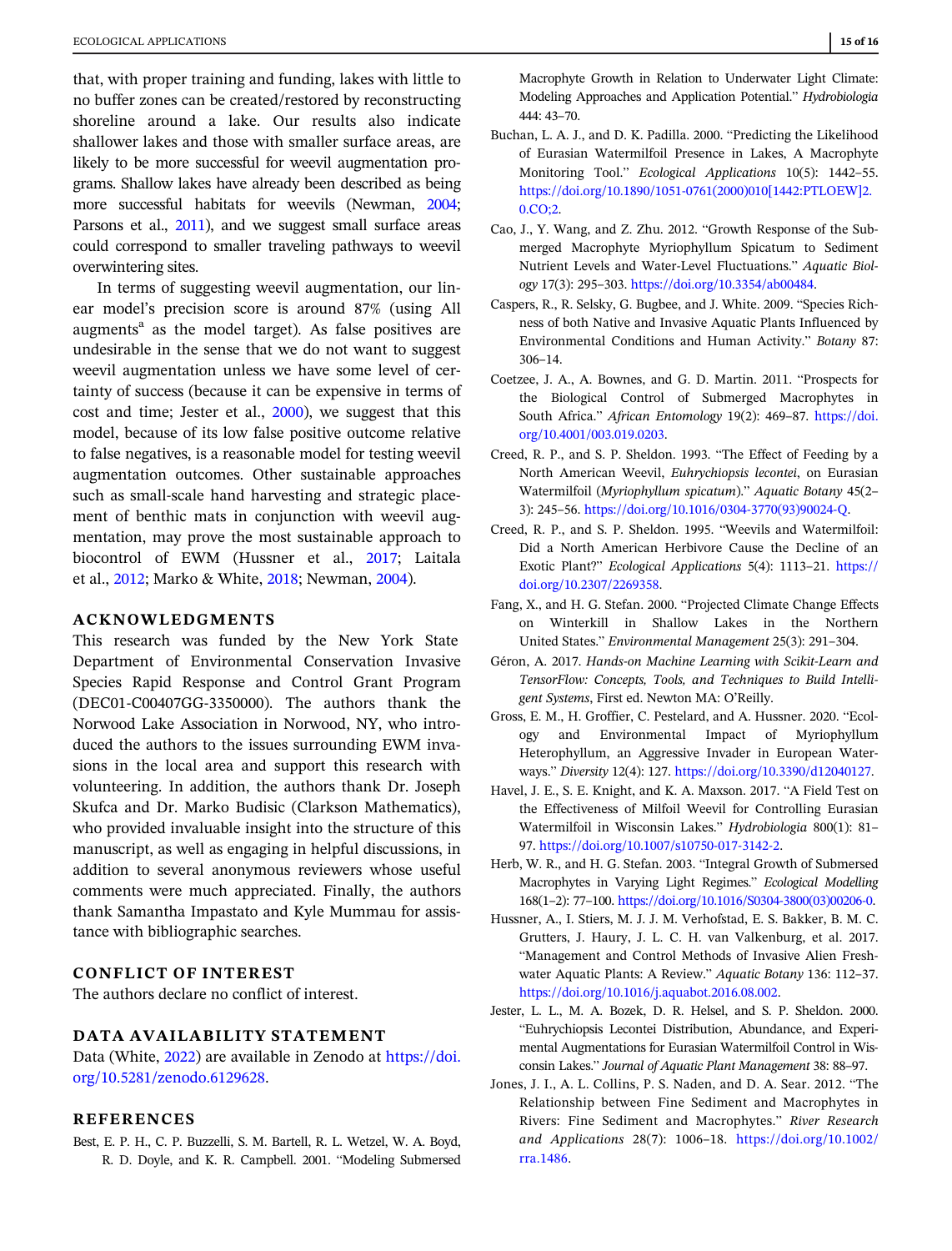that, with proper training and funding, lakes with little to no buffer zones can be created/restored by reconstructing shoreline around a lake. Our results also indicate shallower lakes and those with smaller surface areas, are likely to be more successful for weevil augmentation programs. Shallow lakes have already been described as being more successful habitats for weevils (Newman, 2004; Parsons et al., 2011), and we suggest small surface areas could correspond to smaller traveling pathways to weevil overwintering sites.

In terms of suggesting weevil augmentation, our linear model's precision score is around 87% (using All augments[a] as the model target). As false positives are undesirable in the sense that we do not want to suggest weevil augmentation unless we have some level of certainty of success (because it can be expensive in terms of cost and time; Jester et al., 2000), we suggest that this model, because of its low false positive outcome relative to false negatives, is a reasonable model for testing weevil augmentation outcomes. Other sustainable approaches such as small-scale hand harvesting and strategic placement of benthic mats in conjunction with weevil augmentation, may prove the most sustainable approach to biocontrol of EWM (Hussner et al., 2017; Laitala et al., 2012; Marko & White, 2018; Newman, 2004).

## ACKNOWLEDGMENTS

This research was funded by the New York State Department of Environmental Conservation Invasive Species Rapid Response and Control Grant Program (DEC01-C00407GG-3350000). The authors thank the Norwood Lake Association in Norwood, NY, who introduced the authors to the issues surrounding EWM invasions in the local area and support this research with volunteering. In addition, the authors thank Dr. Joseph Skufca and Dr. Marko Budisic (Clarkson Mathematics), who provided invaluable insight into the structure of this manuscript, as well as engaging in helpful discussions, in addition to several anonymous reviewers whose useful comments were much appreciated. Finally, the authors thank Samantha Impastato and Kyle Mummau for assistance with bibliographic searches.

## CONFLICT OF INTEREST

The authors declare no conflict of interest.

## DATA AVAILABILITY STATEMENT

Data (White, 2022) are available in Zenodo at https://doi.org/10.5281/zenodo.6129628.

## REFERENCES

Best, E. P. H., C. P. Buzzelli, S. M. Bartell, R. L. Wetzel, W. A. Boyd, R. D. Doyle, and K. R. Campbell. 2001. "Modeling Submersed Macrophyte Growth in Relation to Underwater Light Climate: Modeling Approaches and Application Potential." *Hydrobiologia* 444: 43–70.

Buchan, L. A. J., and D. K. Padilla. 2000. "Predicting the Likelihood of Eurasian Watermilfoil Presence in Lakes, A Macrophyte Monitoring Tool." *Ecological Applications* 10(5): 1442–55. https://doi.org/10.1890/1051-0761(2000)010[1442:PTLOEW]2.0.CO;2.

Cao, J., Y. Wang, and Z. Zhu. 2012. "Growth Response of the Submerged Macrophyte Myriophyllum Spicatum to Sediment Nutrient Levels and Water-Level Fluctuations." *Aquatic Biology* 17(3): 295–303. https://doi.org/10.3354/ab00484.

Caspers, R., R. Selsky, G. Bugbee, and J. White. 2009. "Species Richness of both Native and Invasive Aquatic Plants Influenced by Environmental Conditions and Human Activity." *Botany* 87: 306–14.

Coetzee, J. A., A. Bownes, and G. D. Martin. 2011. "Prospects for the Biological Control of Submerged Macrophytes in South Africa." *African Entomology* 19(2): 469–87. https://doi.org/10.4001/003.019.0203.

Creed, R. P., and S. P. Sheldon. 1993. "The Effect of Feeding by a North American Weevil, *Euhrychiopsis lecontei*, on Eurasian Watermilfoil (*Myriophyllum spicatum*)." *Aquatic Botany* 45(2–3): 245–56. https://doi.org/10.1016/0304-3770(93)90024-Q.

Creed, R. P., and S. P. Sheldon. 1995. "Weevils and Watermilfoil: Did a North American Herbivore Cause the Decline of an Exotic Plant?" *Ecological Applications* 5(4): 1113–21. https://doi.org/10.2307/2269358.

Fang, X., and H. G. Stefan. 2000. "Projected Climate Change Effects on Winterkill in Shallow Lakes in the Northern United States." *Environmental Management* 25(3): 291–304.

Géron, A. 2017. *Hands-on Machine Learning with Scikit-Learn and TensorFlow: Concepts, Tools, and Techniques to Build Intelligent Systems*, First ed. Newton MA: O'Reilly.

Gross, E. M., H. Groffier, C. Pestelard, and A. Hussner. 2020. "Ecology and Environmental Impact of Myriophyllum Heterophyllum, an Aggressive Invader in European Waterways." *Diversity* 12(4): 127. https://doi.org/10.3390/d12040127.

Havel, J. E., S. E. Knight, and K. A. Maxson. 2017. "A Field Test on the Effectiveness of Milfoil Weevil for Controlling Eurasian Watermilfoil in Wisconsin Lakes." *Hydrobiologia* 800(1): 81–97. https://doi.org/10.1007/s10750-017-3142-2.

Herb, W. R., and H. G. Stefan. 2003. "Integral Growth of Submersed Macrophytes in Varying Light Regimes." *Ecological Modelling* 168(1–2): 77–100. https://doi.org/10.1016/S0304-3800(03)00206-0.

Hussner, A., I. Stiers, M. J. J. M. Verhofstad, E. S. Bakker, B. M. C. Grutters, J. Haury, J. L. C. H. van Valkenburg, et al. 2017. "Management and Control Methods of Invasive Alien Freshwater Aquatic Plants: A Review." *Aquatic Botany* 136: 112–37. https://doi.org/10.1016/j.aquabot.2016.08.002.

Jester, L. L., M. A. Bozek, D. R. Helsel, and S. P. Sheldon. 2000. "Euhrychiopsis Lecontei Distribution, Abundance, and Experimental Augmentations for Eurasian Watermilfoil Control in Wisconsin Lakes." *Journal of Aquatic Plant Management* 38: 88–97.

Jones, J. I., A. L. Collins, P. S. Naden, and D. A. Sear. 2012. "The Relationship between Fine Sediment and Macrophytes in Rivers: Fine Sediment and Macrophytes." *River Research and Applications* 28(7): 1006–18. https://doi.org/10.1002/rra.1486.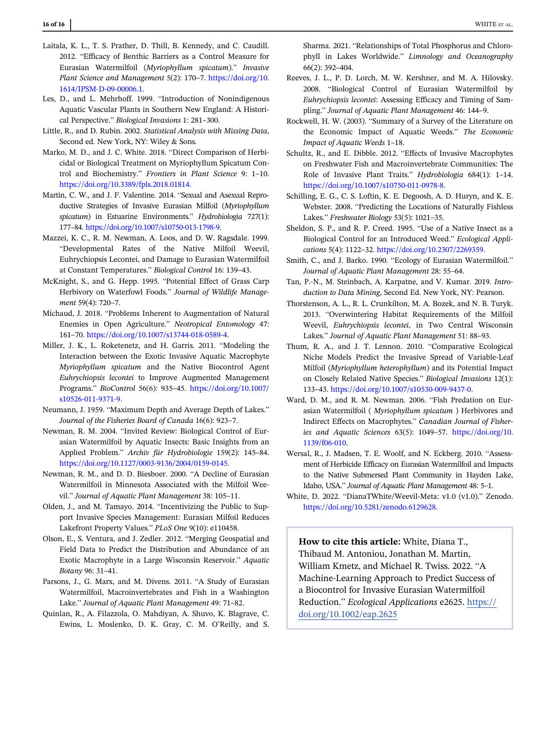Laitala, K. L., T. S. Prather, D. Thill, B. Kennedy, and C. Caudill. 2012. "Efficacy of Benthic Barriers as a Control Measure for Eurasian Watermilfoil (*Myriophyllum spicatum*)." *Invasive Plant Science and Management* 5(2): 170–7. https://doi.org/10.1614/IPSM-D-09-00006.1.

Les, D., and L. Mehrhoff. 1999. "Introduction of Nonindigenous Aquatic Vascular Plants in Southern New England: A Historical Perspective." *Biological Invasions* 1: 281–300.

Little, R., and D. Rubin. 2002. *Statistical Analysis with Missing Data*, Second ed. New York, NY: Wiley & Sons.

Marko, M. D., and J. C. White. 2018. "Direct Comparison of Herbicidal or Biological Treatment on Myriophyllum Spicatum Control and Biochemistry." *Frontiers in Plant Science* 9: 1–10. https://doi.org/10.3389/fpls.2018.01814.

Martin, C. W., and J. F. Valentine. 2014. "Sexual and Asexual Reproductive Strategies of Invasive Eurasian Milfoil (*Myriophyllum spicatum*) in Estuarine Environments." *Hydrobiologia* 727(1): 177–84. https://doi.org/10.1007/s10750-013-1798-9.

Mazzei, K. C., R. M. Newman, A. Loos, and D. W. Ragsdale. 1999. "Developmental Rates of the Native Milfoil Weevil, Euhrychiopsis Lecontei, and Damage to Eurasian Watermilfoil at Constant Temperatures." *Biological Control* 16: 139–43.

McKnight, S., and G. Hepp. 1995. "Potential Effect of Grass Carp Herbivory on Waterfowl Foods." *Journal of Wildlife Management* 59(4): 720–7.

Michaud, J. 2018. "Problems Inherent to Augmentation of Natural Enemies in Open Agriculture." *Neotropical Entomology* 47: 161–70. https://doi.org/10.1007/s13744-018-0589-4.

Miller, J. K., L. Roketenetz, and H. Garris. 2011. "Modeling the Interaction between the Exotic Invasive Aquatic Macrophyte *Myriophyllum spicatum* and the Native Biocontrol Agent *Euhrychiopsis lecontei* to Improve Augmented Management Programs." *BioControl* 56(6): 935–45. https://doi.org/10.1007/s10526-011-9371-9.

Neumann, J. 1959. "Maximum Depth and Average Depth of Lakes." *Journal of the Fisheries Board of Canada* 16(6): 923–7.

Newman, R. M. 2004. "Invited Review: Biological Control of Eurasian Watermilfoil by Aquatic Insects: Basic Insights from an Applied Problem." *Archiv für Hydrobiologie* 159(2): 145–84. https://doi.org/10.1127/0003-9136/2004/0159-0145.

Newman, R. M., and D. D. Biesboer. 2000. "A Decline of Eurasian Watermilfoil in Minnesota Associated with the Milfoil Weevil." *Journal of Aquatic Plant Management* 38: 105–11.

Olden, J., and M. Tamayo. 2014. "Incentivizing the Public to Support Invasive Species Management: Eurasian Milfoil Reduces Lakefront Property Values." *PLoS One* 9(10): e110458.

Olson, E., S. Ventura, and J. Zedler. 2012. "Merging Geospatial and Field Data to Predict the Distribution and Abundance of an Exotic Macrophyte in a Large Wisconsin Reservoir." *Aquatic Botany* 96: 31–41.

Parsons, J., G. Marx, and M. Divens. 2011. "A Study of Eurasian Watermilfoil, Macroinvertebrates and Fish in a Washington Lake." *Journal of Aquatic Plant Management* 49: 71–82.

Quinlan, R., A. Filazzola, O. Mahdiyan, A. Shuvo, K. Blagrave, C. Ewins, L. Moslenko, D. K. Gray, C. M. O'Reilly, and S. Sharma. 2021. "Relationships of Total Phosphorus and Chlorophyll in Lakes Worldwide." *Limnology and Oceanography* 66(2): 392–404.

Reeves, J. L., P. D. Lorch, M. W. Kershner, and M. A. Hilovsky. 2008. "Biological Control of Eurasian Watermilfoil by *Euhrychiopsis lecontei*: Assessing Efficacy and Timing of Sampling." *Journal of Aquatic Plant Management* 46: 144–9.

Rockwell, H. W. (2003). "Summary of a Survey of the Literature on the Economic Impact of Aquatic Weeds." *The Economic Impact of Aquatic Weeds* 1–18.

Schultz, R., and E. Dibble. 2012. "Effects of Invasive Macrophytes on Freshwater Fish and Macroinvertebrate Communities: The Role of Invasive Plant Traits." *Hydrobiologia* 684(1): 1–14. https://doi.org/10.1007/s10750-011-0978-8.

Schilling, E. G., C. S. Loftin, K. E. Degoosh, A. D. Huryn, and K. E. Webster. 2008. "Predicting the Locations of Naturally Fishless Lakes." *Freshwater Biology* 53(5): 1021–35.

Sheldon, S. P., and R. P. Creed. 1995. "Use of a Native Insect as a Biological Control for an Introduced Weed." *Ecological Applications* 5(4): 1122–32. https://doi.org/10.2307/2269359.

Smith, C., and J. Barko. 1990. "Ecology of Eurasian Watermilfoil." *Journal of Aquatic Plant Management* 28: 55–64.

Tan, P.-N., M. Steinbach, A. Karpatne, and V. Kumar. 2019. *Introduction to Data Mining*, Second Ed. New York, NY: Pearson.

Thorstenson, A. L., R. L. Crunkilton, M. A. Bozek, and N. B. Turyk. 2013. "Overwintering Habitat Requirements of the Milfoil Weevil, *Euhrychiopsis lecontei*, in Two Central Wisconsin Lakes." *Journal of Aquatic Plant Management* 51: 88–93.

Thum, R. A., and J. T. Lennon. 2010. "Comparative Ecological Niche Models Predict the Invasive Spread of Variable-Leaf Milfoil (*Myriophyllum heterophyllum*) and its Potential Impact on Closely Related Native Species." *Biological Invasions* 12(1): 133–43. https://doi.org/10.1007/s10530-009-9437-0.

Ward, D. M., and R. M. Newman. 2006. "Fish Predation on Eurasian Watermilfoil ( *Myriophyllum spicatum* ) Herbivores and Indirect Effects on Macrophytes." *Canadian Journal of Fisheries and Aquatic Sciences* 63(5): 1049–57. https://doi.org/10.1139/f06-010.

Wersal, R., J. Madsen, T. E. Woolf, and N. Eckberg. 2010. "Assessment of Herbicide Efficacy on Eurasian Watermilfoil and Impacts to the Native Submersed Plant Community in Hayden Lake, Idaho, USA." *Journal of Aquatic Plant Management* 48: 5–1.

White, D. 2022. "DianaTWhite/Weevil-Meta: v1.0 (v1.0)." Zenodo. https://doi.org/10.5281/zenodo.6129628.

**How to cite this article:** White, Diana T., Thibaud M. Antoniou, Jonathan M. Martin, William Kmetz, and Michael R. Twiss. 2022. "A Machine-Learning Approach to Predict Success of a Biocontrol for Invasive Eurasian Watermilfoil Reduction." *Ecological Applications* e2625. https://doi.org/10.1002/eap.2625